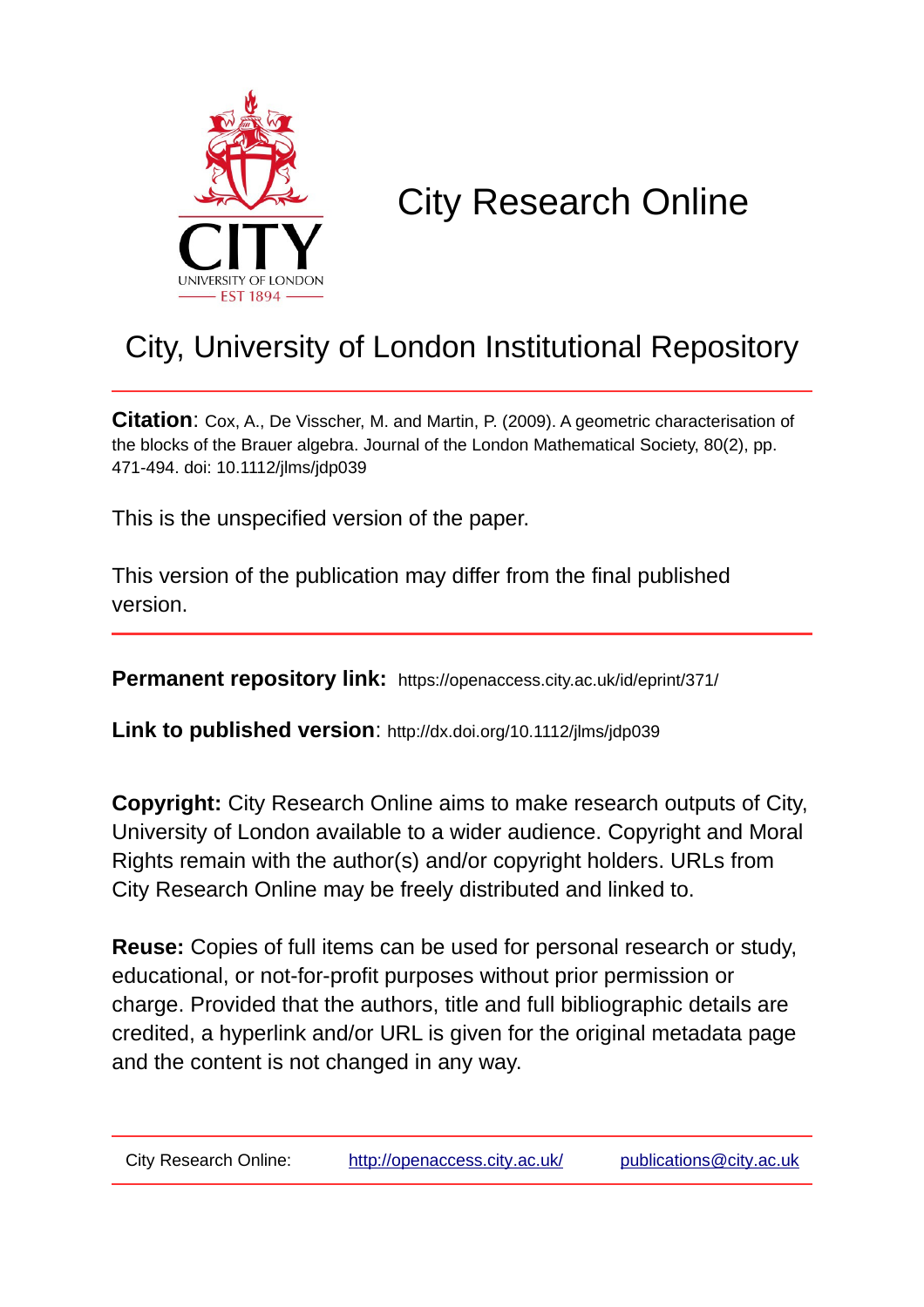CITY
UNIVERSITY OF LONDON
EST 1894

# City Research Online

## City, University of London Institutional Repository

**Citation**: Cox, A., De Visscher, M. and Martin, P. (2009). A geometric characterisation of the blocks of the Brauer algebra. Journal of the London Mathematical Society, 80(2), pp. 471-494. doi: 10.1112/jlms/jdp039

This is the unspecified version of the paper.

This version of the publication may differ from the final published version.

**Permanent repository link:** https://openaccess.city.ac.uk/id/eprint/371/

**Link to published version**: http://dx.doi.org/10.1112/jlms/jdp039

**Copyright:** City Research Online aims to make research outputs of City, University of London available to a wider audience. Copyright and Moral Rights remain with the author(s) and/or copyright holders. URLs from City Research Online may be freely distributed and linked to.

**Reuse:** Copies of full items can be used for personal research or study, educational, or not-for-profit purposes without prior permission or charge. Provided that the authors, title and full bibliographic details are credited, a hyperlink and/or URL is given for the original metadata page and the content is not changed in any way.

| City Research Online: | http://openaccess.city.ac.uk/ | publications@city.ac.uk |
|---|---|---|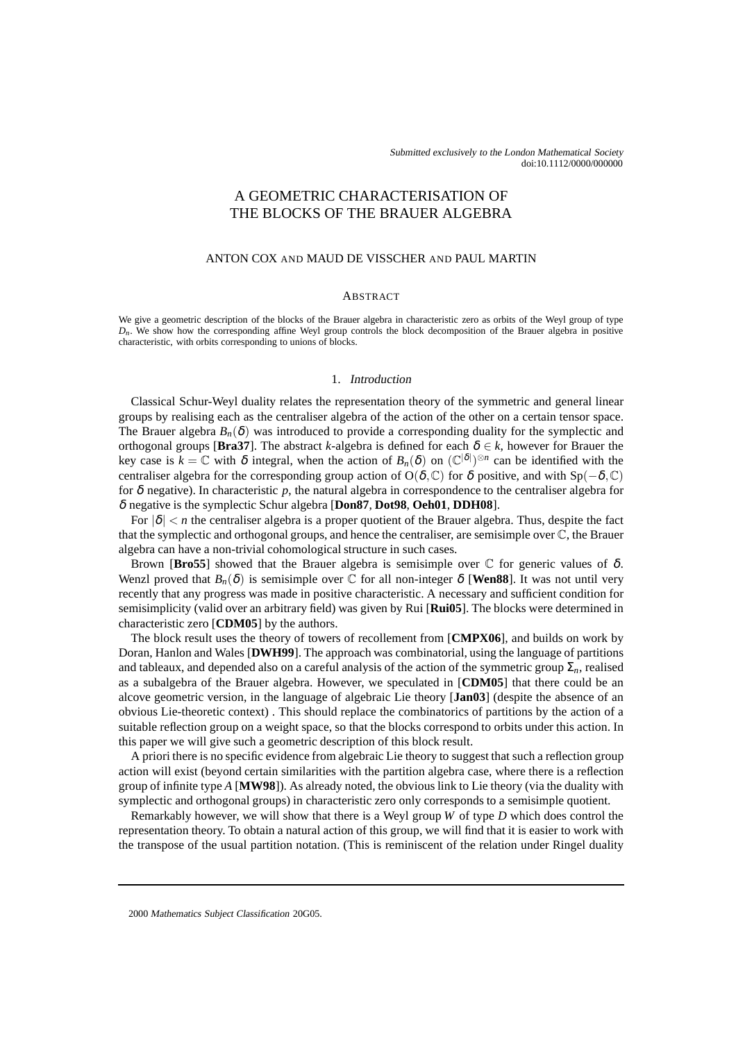Submitted exclusively to the London Mathematical Society
doi:10.1112/0000/000000

# A GEOMETRIC CHARACTERISATION OF THE BLOCKS OF THE BRAUER ALGEBRA

ANTON COX AND MAUD DE VISSCHER AND PAUL MARTIN

### Abstract

We give a geometric description of the blocks of the Brauer algebra in characteristic zero as orbits of the Weyl group of type $D_n$. We show how the corresponding affine Weyl group controls the block decomposition of the Brauer algebra in positive characteristic, with orbits corresponding to unions of blocks.

## 1. *Introduction*

Classical Schur-Weyl duality relates the representation theory of the symmetric and general linear groups by realising each as the centraliser algebra of the action of the other on a certain tensor space. The Brauer algebra $B_n(\delta)$ was introduced to provide a corresponding duality for the symplectic and orthogonal groups [**Bra37**]. The abstract $k$-algebra is defined for each $\delta \in k$, however for Brauer the key case is $k = \mathbb{C}$ with $\delta$ integral, when the action of $B_n(\delta)$ on $(\mathbb{C}^{|\delta|})^{\otimes n}$ can be identified with the centraliser algebra for the corresponding group action of $\mathrm{O}(\delta, \mathbb{C})$ for $\delta$ positive, and with $\mathrm{Sp}(-\delta, \mathbb{C})$ for $\delta$ negative). In characteristic $p$, the natural algebra in correspondence to the centraliser algebra for $\delta$ negative is the symplectic Schur algebra [**Don87**, **Dot98**, **Oeh01**, **DDH08**].

For $|\delta| < n$ the centraliser algebra is a proper quotient of the Brauer algebra. Thus, despite the fact that the symplectic and orthogonal groups, and hence the centraliser, are semisimple over $\mathbb{C}$, the Brauer algebra can have a non-trivial cohomological structure in such cases.

Brown [**Bro55**] showed that the Brauer algebra is semisimple over $\mathbb{C}$ for generic values of $\delta$. Wenzl proved that $B_n(\delta)$ is semisimple over $\mathbb{C}$ for all non-integer $\delta$ [**Wen88**]. It was not until very recently that any progress was made in positive characteristic. A necessary and sufficient condition for semisimplicity (valid over an arbitrary field) was given by Rui [**Rui05**]. The blocks were determined in characteristic zero [**CDM05**] by the authors.

The block result uses the theory of towers of recollement from [**CMPX06**], and builds on work by Doran, Hanlon and Wales [**DWH99**]. The approach was combinatorial, using the language of partitions and tableaux, and depended also on a careful analysis of the action of the symmetric group $\Sigma_n$, realised as a subalgebra of the Brauer algebra. However, we speculated in [**CDM05**] that there could be an alcove geometric version, in the language of algebraic Lie theory [**Jan03**] (despite the absence of an obvious Lie-theoretic context) . This should replace the combinatorics of partitions by the action of a suitable reflection group on a weight space, so that the blocks correspond to orbits under this action. In this paper we will give such a geometric description of this block result.

A priori there is no specific evidence from algebraic Lie theory to suggest that such a reflection group action will exist (beyond certain similarities with the partition algebra case, where there is a reflection group of infinite type $A$ [**MW98**]). As already noted, the obvious link to Lie theory (via the duality with symplectic and orthogonal groups) in characteristic zero only corresponds to a semisimple quotient.

Remarkably however, we will show that there is a Weyl group $W$ of type $D$ which does control the representation theory. To obtain a natural action of this group, we will find that it is easier to work with the transpose of the usual partition notation. (This is reminiscent of the relation under Ringel duality

2000 *Mathematics Subject Classification* 20G05.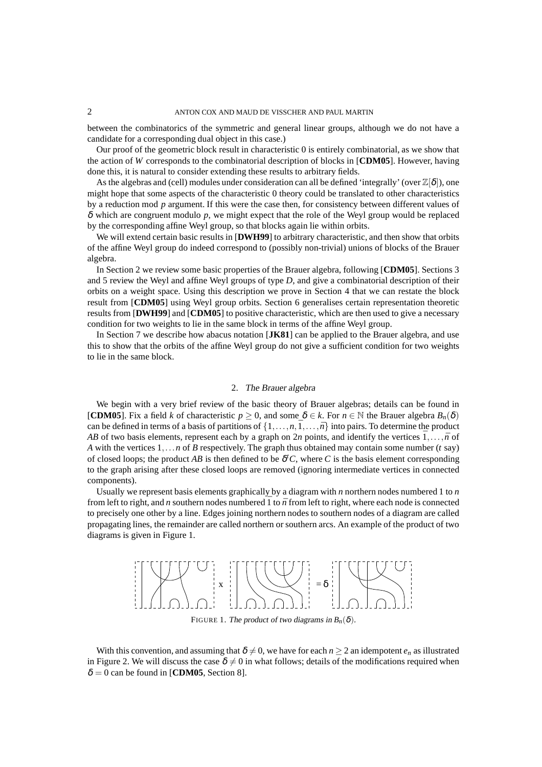between the combinatorics of the symmetric and general linear groups, although we do not have a candidate for a corresponding dual object in this case.)

Our proof of the geometric block result in characteristic 0 is entirely combinatorial, as we show that the action of $W$ corresponds to the combinatorial description of blocks in [**CDM05**]. However, having done this, it is natural to consider extending these results to arbitrary fields.

As the algebras and (cell) modules under consideration can all be defined 'integrally' (over $\mathbb{Z}[\delta]$), one might hope that some aspects of the characteristic 0 theory could be translated to other characteristics by a reduction mod $p$ argument. If this were the case then, for consistency between different values of $\delta$ which are congruent modulo $p$, we might expect that the role of the Weyl group would be replaced by the corresponding affine Weyl group, so that blocks again lie within orbits.

We will extend certain basic results in [**DWH99**] to arbitrary characteristic, and then show that orbits of the affine Weyl group do indeed correspond to (possibly non-trivial) unions of blocks of the Brauer algebra.

In Section 2 we review some basic properties of the Brauer algebra, following [**CDM05**]. Sections 3 and 5 review the Weyl and affine Weyl groups of type $D$, and give a combinatorial description of their orbits on a weight space. Using this description we prove in Section 4 that we can restate the block result from [**CDM05**] using Weyl group orbits. Section 6 generalises certain representation theoretic results from [**DWH99**] and [**CDM05**] to positive characteristic, which are then used to give a necessary condition for two weights to lie in the same block in terms of the affine Weyl group.

In Section 7 we describe how abacus notation [**JK81**] can be applied to the Brauer algebra, and use this to show that the orbits of the affine Weyl group do not give a sufficient condition for two weights to lie in the same block.

## 2. *The Brauer algebra*

We begin with a very brief review of the basic theory of Brauer algebras; details can be found in [**CDM05**]. Fix a field $k$ of characteristic $p \geq 0$, and some $\delta \in k$. For $n \in \mathbb{N}$ the Brauer algebra $B_n(\delta)$ can be defined in terms of a basis of partitions of $\{1, \ldots, n, \bar{1}, \ldots, \bar{n}\}$ into pairs. To determine the product $AB$ of two basis elements, represent each by a graph on $2n$ points, and identify the vertices $\bar{1}, \ldots, \bar{n}$ of $A$ with the vertices $1, \ldots n$ of $B$ respectively. The graph thus obtained may contain some number ($t$ say) of closed loops; the product $AB$ is then defined to be $\delta^t C$, where $C$ is the basis element corresponding to the graph arising after these closed loops are removed (ignoring intermediate vertices in connected components).

Usually we represent basis elements graphically by a diagram with $n$ northern nodes numbered 1 to $n$ from left to right, and $n$ southern nodes numbered $\bar{1}$ to $\bar{n}$ from left to right, where each node is connected to precisely one other by a line. Edges joining northern nodes to southern nodes of a diagram are called propagating lines, the remainder are called northern or southern arcs. An example of the product of two diagrams is given in Figure 1.

FIGURE 1. *The product of two diagrams in $B_n(\delta)$.*

With this convention, and assuming that $\delta \neq 0$, we have for each $n \geq 2$ an idempotent $e_n$ as illustrated in Figure 2. We will discuss the case $\delta \neq 0$ in what follows; details of the modifications required when $\delta = 0$ can be found in [**CDM05**, Section 8].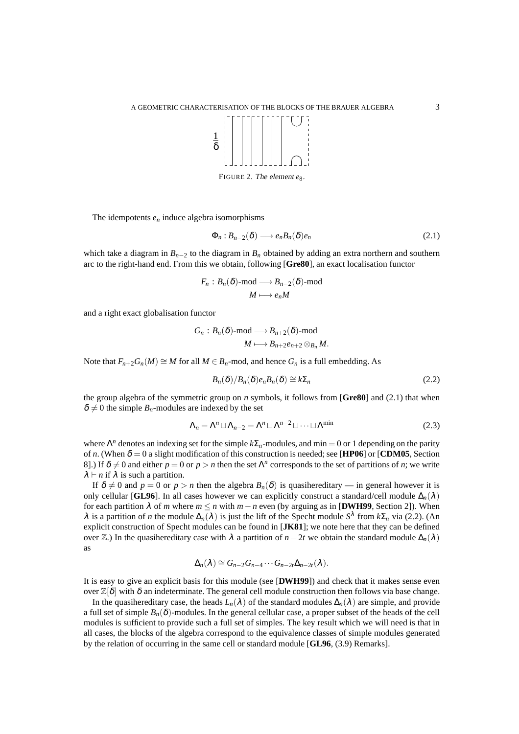FIGURE 2. The element $e_8$.

The idempotents $e_n$ induce algebra isomorphisms

$$\Phi_n : B_{n-2}(\delta) \longrightarrow e_n B_n(\delta) e_n \tag{2.1}$$

which take a diagram in $B_{n-2}$ to the diagram in $B_n$ obtained by adding an extra northern and southern arc to the right-hand end. From this we obtain, following [**Gre80**], an exact localisation functor

$$F_n : B_n(\delta)\text{-mod} \longrightarrow B_{n-2}(\delta)\text{-mod}$$
$$M \longmapsto e_n M$$

and a right exact globalisation functor

$$G_n : B_n(\delta)\text{-mod} \longrightarrow B_{n+2}(\delta)\text{-mod}$$
$$M \longmapsto B_{n+2}e_{n+2} \otimes_{B_n} M.$$

Note that $F_{n+2}G_n(M) \cong M$ for all $M \in B_n$-mod, and hence $G_n$ is a full embedding. As

$$B_n(\delta)/B_n(\delta)e_n B_n(\delta) \cong k\Sigma_n \tag{2.2}$$

the group algebra of the symmetric group on $n$ symbols, it follows from [**Gre80**] and (2.1) that when $\delta \neq 0$ the simple $B_n$-modules are indexed by the set

$$\Lambda_n = \Lambda^n \sqcup \Lambda_{n-2} = \Lambda^n \sqcup \Lambda^{n-2} \sqcup \cdots \sqcup \Lambda^{\min} \tag{2.3}$$

where $\Lambda^n$ denotes an indexing set for the simple $k\Sigma_n$-modules, and $\min = 0$ or $1$ depending on the parity of $n$. (When $\delta = 0$ a slight modification of this construction is needed; see [**HP06**] or [**CDM05**, Section 8].) If $\delta \neq 0$ and either $p = 0$ or $p > n$ then the set $\Lambda^n$ corresponds to the set of partitions of $n$; we write $\lambda \vdash n$ if $\lambda$ is such a partition.

If $\delta \neq 0$ and $p = 0$ or $p > n$ then the algebra $B_n(\delta)$ is quasihereditary — in general however it is only cellular [**GL96**]. In all cases however we can explicitly construct a standard/cell module $\Delta_n(\lambda)$ for each partition $\lambda$ of $m$ where $m \leq n$ with $m - n$ even (by arguing as in [**DWH99**, Section 2]). When $\lambda$ is a partition of $n$ the module $\Delta_n(\lambda)$ is just the lift of the Specht module $S^\lambda$ from $k\Sigma_n$ via (2.2). (An explicit construction of Specht modules can be found in [**JK81**]; we note here that they can be defined over $\mathbb{Z}$.) In the quasihereditary case with $\lambda$ a partition of $n - 2t$ we obtain the standard module $\Delta_n(\lambda)$ as

$$\Delta_n(\lambda) \cong G_{n-2}G_{n-4} \cdots G_{n-2t}\Delta_{n-2t}(\lambda).$$

It is easy to give an explicit basis for this module (see [**DWH99**]) and check that it makes sense even over $\mathbb{Z}[\delta]$ with $\delta$ an indeterminate. The general cell module construction then follows via base change.

In the quasihereditary case, the heads $L_n(\lambda)$ of the standard modules $\Delta_n(\lambda)$ are simple, and provide a full set of simple $B_n(\delta)$-modules. In the general cellular case, a proper subset of the heads of the cell modules is sufficient to provide such a full set of simples. The key result which we will need is that in all cases, the blocks of the algebra correspond to the equivalence classes of simple modules generated by the relation of occurring in the same cell or standard module [**GL96**, (3.9) Remarks].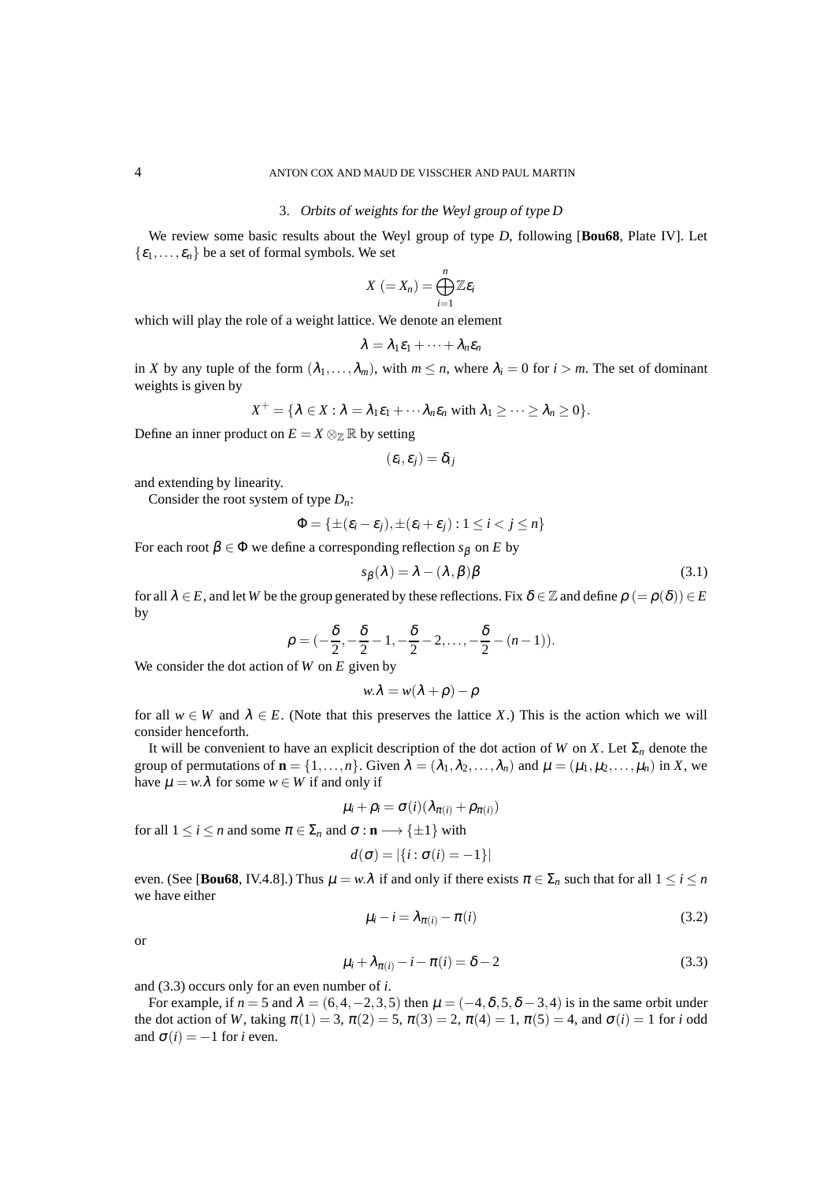## 3. *Orbits of weights for the Weyl group of type D*

We review some basic results about the Weyl group of type $D$, following [**Bou68**, Plate IV]. Let $\{\varepsilon_1, \ldots, \varepsilon_n\}$ be a set of formal symbols. We set

$$X\ (= X_n) = \bigoplus_{i=1}^{n} \mathbb{Z}\varepsilon_i$$

which will play the role of a weight lattice. We denote an element

$$\lambda = \lambda_1\varepsilon_1 + \cdots + \lambda_n\varepsilon_n$$

in $X$ by any tuple of the form $(\lambda_1, \ldots, \lambda_m)$, with $m \leq n$, where $\lambda_i = 0$ for $i > m$. The set of dominant weights is given by

$$X^+ = \{\lambda \in X : \lambda = \lambda_1\varepsilon_1 + \cdots \lambda_n\varepsilon_n \text{ with } \lambda_1 \geq \cdots \geq \lambda_n \geq 0\}.$$

Define an inner product on $E = X \otimes_{\mathbb{Z}} \mathbb{R}$ by setting

$$(\varepsilon_i, \varepsilon_j) = \delta_{ij}$$

and extending by linearity.

Consider the root system of type $D_n$:

$$\Phi = \{\pm(\varepsilon_i - \varepsilon_j), \pm(\varepsilon_i + \varepsilon_j) : 1 \leq i < j \leq n\}$$

For each root $\beta \in \Phi$ we define a corresponding reflection $s_\beta$ on $E$ by

$$s_\beta(\lambda) = \lambda - (\lambda, \beta)\beta \tag{3.1}$$

for all $\lambda \in E$, and let $W$ be the group generated by these reflections. Fix $\delta \in \mathbb{Z}$ and define $\rho\ (= \rho(\delta)) \in E$ by

$$\rho = (-\frac{\delta}{2}, -\frac{\delta}{2} - 1, -\frac{\delta}{2} - 2, \ldots, -\frac{\delta}{2} - (n-1)).$$

We consider the dot action of $W$ on $E$ given by

$$w.\lambda = w(\lambda + \rho) - \rho$$

for all $w \in W$ and $\lambda \in E$. (Note that this preserves the lattice $X$.) This is the action which we will consider henceforth.

It will be convenient to have an explicit description of the dot action of $W$ on $X$. Let $\Sigma_n$ denote the group of permutations of $\mathbf{n} = \{1, \ldots, n\}$. Given $\lambda = (\lambda_1, \lambda_2, \ldots, \lambda_n)$ and $\mu = (\mu_1, \mu_2, \ldots, \mu_n)$ in $X$, we have $\mu = w.\lambda$ for some $w \in W$ if and only if

$$\mu_i + \rho_i = \sigma(i)(\lambda_{\pi(i)} + \rho_{\pi(i)})$$

for all $1 \leq i \leq n$ and some $\pi \in \Sigma_n$ and $\sigma : \mathbf{n} \longrightarrow \{\pm 1\}$ with

$$d(\sigma) = |\{i : \sigma(i) = -1\}|$$

even. (See [**Bou68**, IV.4.8].) Thus $\mu = w.\lambda$ if and only if there exists $\pi \in \Sigma_n$ such that for all $1 \leq i \leq n$ we have either

$$\mu_i - i = \lambda_{\pi(i)} - \pi(i) \tag{3.2}$$

or

$$\mu_i + \lambda_{\pi(i)} - i - \pi(i) = \delta - 2 \tag{3.3}$$

and (3.3) occurs only for an even number of $i$.

For example, if $n = 5$ and $\lambda = (6, 4, -2, 3, 5)$ then $\mu = (-4, \delta, 5, \delta - 3, 4)$ is in the same orbit under the dot action of $W$, taking $\pi(1) = 3$, $\pi(2) = 5$, $\pi(3) = 2$, $\pi(4) = 1$, $\pi(5) = 4$, and $\sigma(i) = 1$ for $i$ odd and $\sigma(i) = -1$ for $i$ even.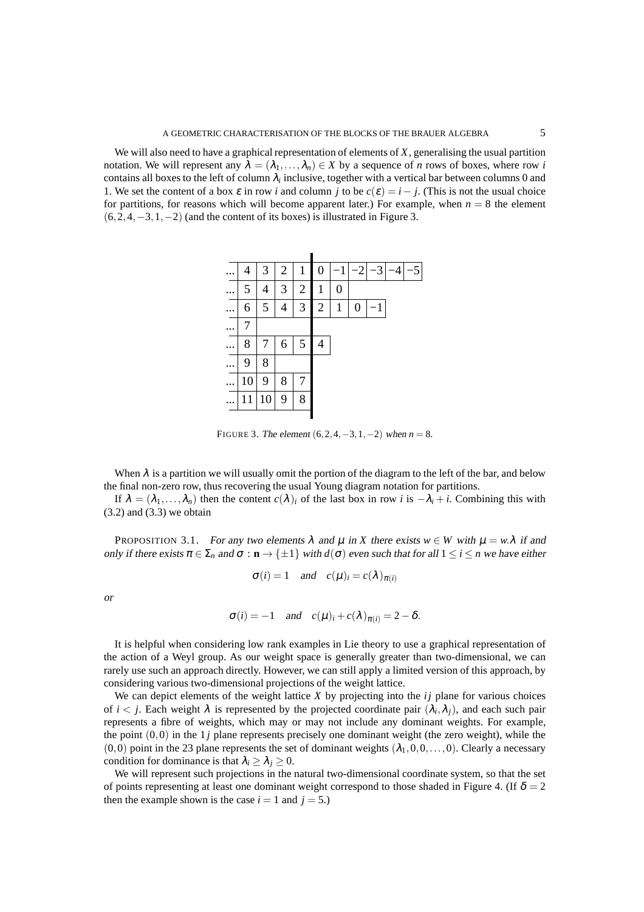We will also need to have a graphical representation of elements of $X$, generalising the usual partition notation. We will represent any $\lambda = (\lambda_1, \dots, \lambda_n) \in X$ by a sequence of $n$ rows of boxes, where row $i$ contains all boxes to the left of column $\lambda_i$ inclusive, together with a vertical bar between columns 0 and 1. We set the content of a box $\varepsilon$ in row $i$ and column $j$ to be $c(\varepsilon) = i - j$. (This is not the usual choice for partitions, for reasons which will become apparent later.) For example, when $n = 8$ the element $(6,2,4,-3,1,-2)$ (and the content of its boxes) is illustrated in Figure 3.

| ... | 4 | 3 | 2 | 1 | 0 | −1 | −2 | −3 | −4 | −5 |
|---|---|---|---|---|---|---|---|---|---|---|
| ... | 5 | 4 | 3 | 2 | 1 | 0 | | | | |
| ... | 6 | 5 | 4 | 3 | 2 | 1 | 0 | −1 | | |
| ... | 7 | | | | | | | | | |
| ... | 8 | 7 | 6 | 5 | 4 | | | | | |
| ... | 9 | 8 | | | | | | | | |
| ... | 10 | 9 | 8 | 7 | | | | | | |
| ... | 11 | 10 | 9 | 8 | | | | | | |

FIGURE 3. *The element* $(6,2,4,-3,1,-2)$ *when* $n = 8$.

When $\lambda$ is a partition we will usually omit the portion of the diagram to the left of the bar, and below the final non-zero row, thus recovering the usual Young diagram notation for partitions.

If $\lambda = (\lambda_1, \dots, \lambda_n)$ then the content $c(\lambda)_i$ of the last box in row $i$ is $-\lambda_i + i$. Combining this with (3.2) and (3.3) we obtain

PROPOSITION 3.1. *For any two elements $\lambda$ and $\mu$ in $X$ there exists $w \in W$ with $\mu = w.\lambda$ if and only if there exists $\pi \in \Sigma_n$ and $\sigma : \mathbf{n} \to \{\pm 1\}$ with $d(\sigma)$ even such that for all $1 \leq i \leq n$ we have either*

$$\sigma(i) = 1 \quad \text{and} \quad c(\mu)_i = c(\lambda)_{\pi(i)}$$

*or*

$$\sigma(i) = -1 \quad \text{and} \quad c(\mu)_i + c(\lambda)_{\pi(i)} = 2 - \delta.$$

It is helpful when considering low rank examples in Lie theory to use a graphical representation of the action of a Weyl group. As our weight space is generally greater than two-dimensional, we can rarely use such an approach directly. However, we can still apply a limited version of this approach, by considering various two-dimensional projections of the weight lattice.

We can depict elements of the weight lattice $X$ by projecting into the $ij$ plane for various choices of $i < j$. Each weight $\lambda$ is represented by the projected coordinate pair $(\lambda_i, \lambda_j)$, and each such pair represents a fibre of weights, which may or may not include any dominant weights. For example, the point $(0,0)$ in the $1j$ plane represents precisely one dominant weight (the zero weight), while the $(0,0)$ point in the 23 plane represents the set of dominant weights $(\lambda_1, 0, 0, \dots, 0)$. Clearly a necessary condition for dominance is that $\lambda_i \geq \lambda_j \geq 0$.

We will represent such projections in the natural two-dimensional coordinate system, so that the set of points representing at least one dominant weight correspond to those shaded in Figure 4. (If $\delta = 2$ then the example shown is the case $i = 1$ and $j = 5$.)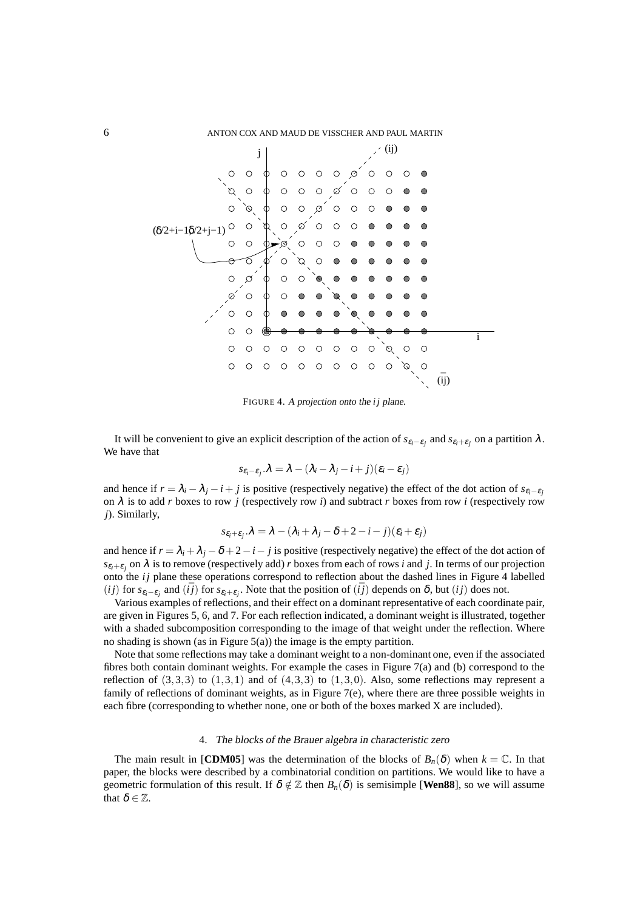FIGURE 4. *A projection onto the* $ij$ *plane.*

It will be convenient to give an explicit description of the action of $s_{\epsilon_i-\epsilon_j}$ and $s_{\epsilon_i+\epsilon_j}$ on a partition $\lambda$. We have that

$$s_{\epsilon_i-\epsilon_j}.\lambda = \lambda - (\lambda_i - \lambda_j - i + j)(\epsilon_i - \epsilon_j)$$

and hence if $r = \lambda_i - \lambda_j - i + j$ is positive (respectively negative) the effect of the dot action of $s_{\epsilon_i-\epsilon_j}$ on $\lambda$ is to add $r$ boxes to row $j$ (respectively row $i$) and subtract $r$ boxes from row $i$ (respectively row $j$). Similarly,

$$s_{\epsilon_i+\epsilon_j}.\lambda = \lambda - (\lambda_i + \lambda_j - \delta + 2 - i - j)(\epsilon_i + \epsilon_j)$$

and hence if $r = \lambda_i + \lambda_j - \delta + 2 - i - j$ is positive (respectively negative) the effect of the dot action of $s_{\epsilon_i+\epsilon_j}$ on $\lambda$ is to remove (respectively add) $r$ boxes from each of rows $i$ and $j$. In terms of our projection onto the $ij$ plane these operations correspond to reflection about the dashed lines in Figure 4 labelled $(ij)$ for $s_{\epsilon_i-\epsilon_j}$ and $(i\bar{j})$ for $s_{\epsilon_i+\epsilon_j}$. Note that the position of $(i\bar{j})$ depends on $\delta$, but $(ij)$ does not.

Various examples of reflections, and their effect on a dominant representative of each coordinate pair, are given in Figures 5, 6, and 7. For each reflection indicated, a dominant weight is illustrated, together with a shaded subcomposition corresponding to the image of that weight under the reflection. Where no shading is shown (as in Figure 5(a)) the image is the empty partition.

Note that some reflections may take a dominant weight to a non-dominant one, even if the associated fibres both contain dominant weights. For example the cases in Figure 7(a) and (b) correspond to the reflection of $(3,3,3)$ to $(1,3,1)$ and of $(4,3,3)$ to $(1,3,0)$. Also, some reflections may represent a family of reflections of dominant weights, as in Figure 7(e), where there are three possible weights in each fibre (corresponding to whether none, one or both of the boxes marked X are included).

## 4. *The blocks of the Brauer algebra in characteristic zero*

The main result in [**CDM05**] was the determination of the blocks of $B_n(\delta)$ when $k = \mathbb{C}$. In that paper, the blocks were described by a combinatorial condition on partitions. We would like to have a geometric formulation of this result. If $\delta \notin \mathbb{Z}$ then $B_n(\delta)$ is semisimple [**Wen88**], so we will assume that $\delta \in \mathbb{Z}$.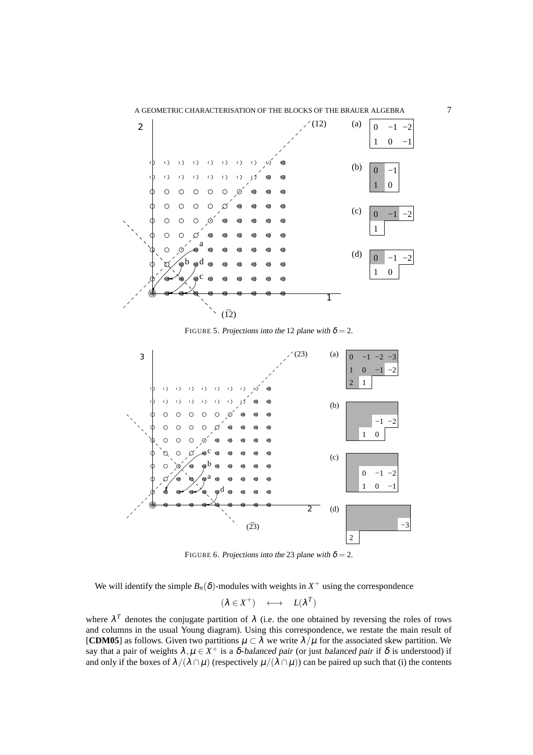FIGURE 5. *Projections into the* 12 *plane with* $\delta = 2$.

FIGURE 6. *Projections into the* 23 *plane with* $\delta = 2$.

We will identify the simple $B_n(\delta)$-modules with weights in $X^+$ using the correspondence

$$(\lambda \in X^+) \quad \longleftrightarrow \quad L(\lambda^T)$$

where $\lambda^T$ denotes the conjugate partition of $\lambda$ (i.e. the one obtained by reversing the roles of rows and columns in the usual Young diagram). Using this correspondence, we restate the main result of [**CDM05**] as follows. Given two partitions $\mu \subset \lambda$ we write $\lambda/\mu$ for the associated skew partition. We say that a pair of weights $\lambda, \mu \in X^+$ is a *$\delta$-balanced pair* (or just *balanced pair* if $\delta$ is understood) if and only if the boxes of $\lambda/(\lambda \cap \mu)$ (respectively $\mu/(\lambda \cap \mu)$) can be paired up such that (i) the contents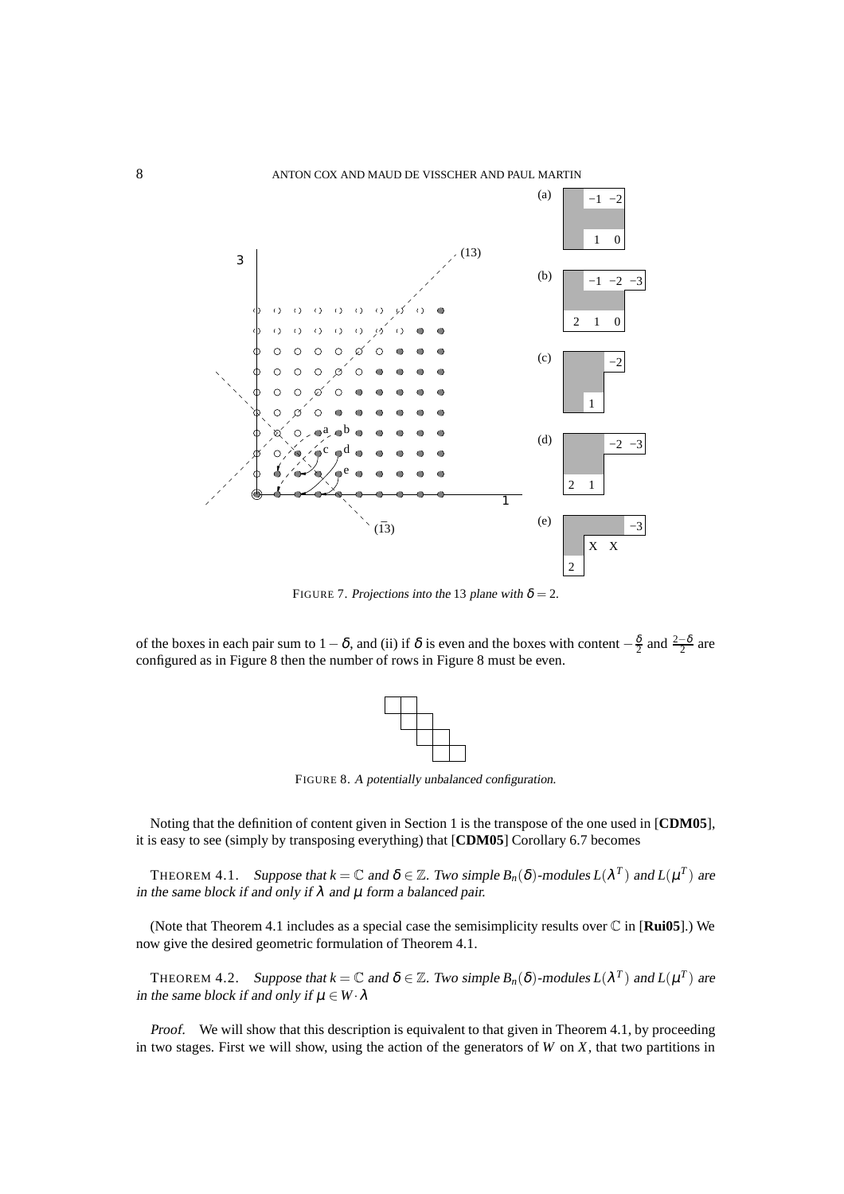FIGURE 7. *Projections into the* 13 *plane with* $\delta = 2$.

of the boxes in each pair sum to $1-\delta$, and (ii) if $\delta$ is even and the boxes with content $-\frac{\delta}{2}$ and $\frac{2-\delta}{2}$ are configured as in Figure 8 then the number of rows in Figure 8 must be even.

FIGURE 8. *A potentially unbalanced configuration.*

Noting that the definition of content given in Section 1 is the transpose of the one used in [**CDM05**], it is easy to see (simply by transposing everything) that [**CDM05**] Corollary 6.7 becomes

THEOREM 4.1. *Suppose that $k = \mathbb{C}$ and $\delta \in \mathbb{Z}$. Two simple $B_n(\delta)$-modules $L(\lambda^T)$ and $L(\mu^T)$ are in the same block if and only if $\lambda$ and $\mu$ form a balanced pair.*

(Note that Theorem 4.1 includes as a special case the semisimplicity results over $\mathbb{C}$ in [**Rui05**].) We now give the desired geometric formulation of Theorem 4.1.

THEOREM 4.2. *Suppose that $k = \mathbb{C}$ and $\delta \in \mathbb{Z}$. Two simple $B_n(\delta)$-modules $L(\lambda^T)$ and $L(\mu^T)$ are in the same block if and only if $\mu \in W \cdot \lambda$*

*Proof.* We will show that this description is equivalent to that given in Theorem 4.1, by proceeding in two stages. First we will show, using the action of the generators of $W$ on $X$, that two partitions in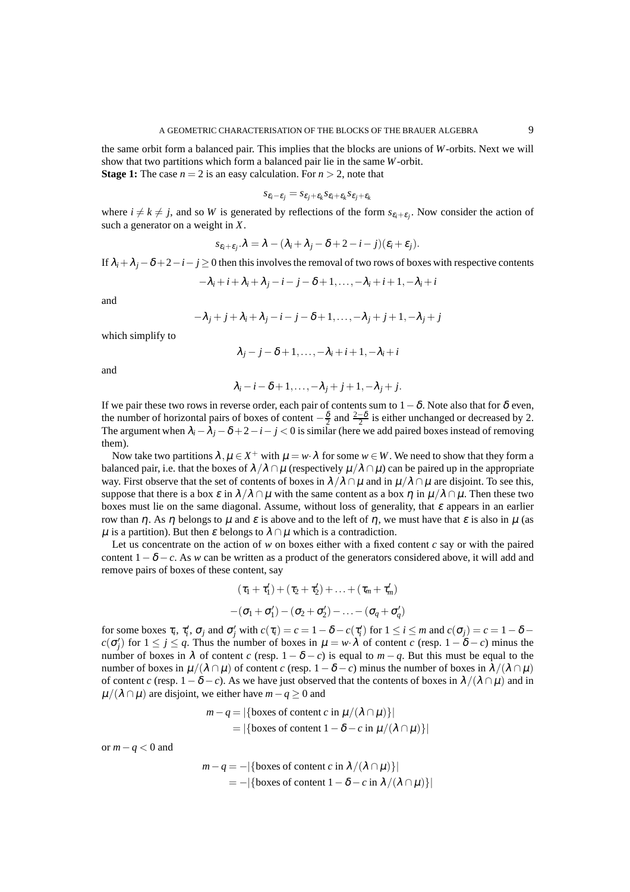the same orbit form a balanced pair. This implies that the blocks are unions of $W$-orbits. Next we will show that two partitions which form a balanced pair lie in the same $W$-orbit.

**Stage 1:** The case $n=2$ is an easy calculation. For $n>2$, note that

$$s_{\varepsilon_i-\varepsilon_j} = s_{\varepsilon_j+\varepsilon_k} s_{\varepsilon_i+\varepsilon_k} s_{\varepsilon_j+\varepsilon_k}$$

where $i \neq k \neq j$, and so $W$ is generated by reflections of the form $s_{\varepsilon_i+\varepsilon_j}$. Now consider the action of such a generator on a weight in $X$.

$$s_{\varepsilon_i+\varepsilon_j}.\lambda = \lambda - (\lambda_i+\lambda_j-\delta+2-i-j)(\varepsilon_i+\varepsilon_j).$$

If $\lambda_i+\lambda_j-\delta+2-i-j \geq 0$ then this involves the removal of two rows of boxes with respective contents

$$-\lambda_i+i+\lambda_i+\lambda_j-i-j-\delta+1,\ldots,-\lambda_i+i+1,-\lambda_i+i$$

and

$$-\lambda_j+j+\lambda_i+\lambda_j-i-j-\delta+1,\ldots,-\lambda_j+j+1,-\lambda_j+j$$

which simplify to

$$\lambda_j-j-\delta+1,\ldots,-\lambda_i+i+1,-\lambda_i+i$$

and

$$\lambda_i-i-\delta+1,\ldots,-\lambda_j+j+1,-\lambda_j+j.$$

If we pair these two rows in reverse order, each pair of contents sum to $1-\delta$. Note also that for $\delta$ even, the number of horizontal pairs of boxes of content $-\frac{\delta}{2}$ and $\frac{2-\delta}{2}$ is either unchanged or decreased by 2. The argument when $\lambda_i-\lambda_j-\delta+2-i-j<0$ is similar (here we add paired boxes instead of removing them).

Now take two partitions $\lambda,\mu \in X^+$ with $\mu = w\cdot\lambda$ for some $w\in W$. We need to show that they form a balanced pair, i.e. that the boxes of $\lambda/\lambda\cap\mu$ (respectively $\mu/\lambda\cap\mu$) can be paired up in the appropriate way. First observe that the set of contents of boxes in $\lambda/\lambda\cap\mu$ and in $\mu/\lambda\cap\mu$ are disjoint. To see this, suppose that there is a box $\varepsilon$ in $\lambda/\lambda\cap\mu$ with the same content as a box $\eta$ in $\mu/\lambda\cap\mu$. Then these two boxes must lie on the same diagonal. Assume, without loss of generality, that $\varepsilon$ appears in an earlier row than $\eta$. As $\eta$ belongs to $\mu$ and $\varepsilon$ is above and to the left of $\eta$, we must have that $\varepsilon$ is also in $\mu$ (as $\mu$ is a partition). But then $\varepsilon$ belongs to $\lambda\cap\mu$ which is a contradiction.

Let us concentrate on the action of $w$ on boxes either with a fixed content $c$ say or with the paired content $1-\delta-c$. As $w$ can be written as a product of the generators considered above, it will add and remove pairs of boxes of these content, say

$$(\tau_1+\tau_1')+(\tau_2+\tau_2')+\ldots+(\tau_m+\tau_m')$$

$$-(\sigma_1+\sigma_1')-(\sigma_2+\sigma_2')-\ldots-(\sigma_q+\sigma_q')$$

for some boxes $\tau_i$, $\tau_i'$, $\sigma_j$ and $\sigma_j'$ with $c(\tau_i)=c=1-\delta-c(\tau_i')$ for $1\leq i\leq m$ and $c(\sigma_j)=c=1-\delta-c(\sigma_j')$ for $1\leq j\leq q$. Thus the number of boxes in $\mu=w\cdot\lambda$ of content $c$ (resp. $1-\delta-c$) minus the number of boxes in $\lambda$ of content $c$ (resp. $1-\delta-c$) is equal to $m-q$. But this must be equal to the number of boxes in $\mu/(\lambda\cap\mu)$ of content $c$ (resp. $1-\delta-c$) minus the number of boxes in $\lambda/(\lambda\cap\mu)$ of content $c$ (resp. $1-\delta-c$). As we have just observed that the contents of boxes in $\lambda/(\lambda\cap\mu)$ and in $\mu/(\lambda\cap\mu)$ are disjoint, we either have $m-q\geq 0$ and

$$\begin{aligned} m-q &= |\{\text{boxes of content } c \text{ in } \mu/(\lambda\cap\mu)\}| \\ &= |\{\text{boxes of content } 1-\delta-c \text{ in } \mu/(\lambda\cap\mu)\}| \end{aligned}$$

or $m-q<0$ and

$$\begin{aligned} m-q &= -|\{\text{boxes of content } c \text{ in } \lambda/(\lambda\cap\mu)\}| \\ &= -|\{\text{boxes of content } 1-\delta-c \text{ in } \lambda/(\lambda\cap\mu)\}| \end{aligned}$$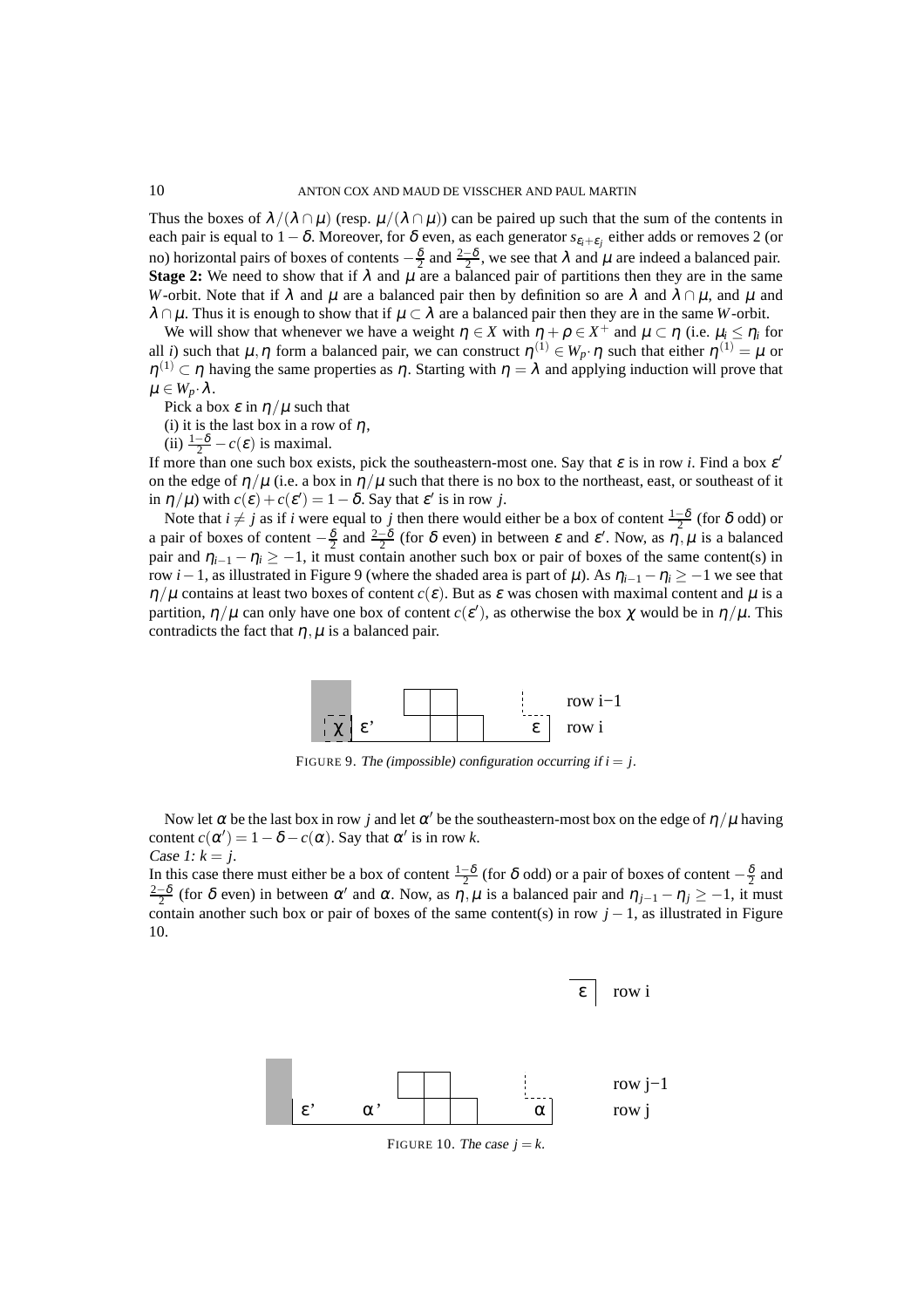Thus the boxes of $\lambda/(\lambda\cap\mu)$ (resp. $\mu/(\lambda\cap\mu)$) can be paired up such that the sum of the contents in each pair is equal to $1-\delta$. Moreover, for $\delta$ even, as each generator $s_{\varepsilon_i+\varepsilon_j}$ either adds or removes 2 (or no) horizontal pairs of boxes of contents $-\frac{\delta}{2}$ and $\frac{2-\delta}{2}$, we see that $\lambda$ and $\mu$ are indeed a balanced pair.

**Stage 2:** We need to show that if $\lambda$ and $\mu$ are a balanced pair of partitions then they are in the same $W$-orbit. Note that if $\lambda$ and $\mu$ are a balanced pair then by definition so are $\lambda$ and $\lambda\cap\mu$, and $\mu$ and $\lambda\cap\mu$. Thus it is enough to show that if $\mu\subset\lambda$ are a balanced pair then they are in the same $W$-orbit.

We will show that whenever we have a weight $\eta\in X$ with $\eta+\rho\in X^+$ and $\mu\subset\eta$ (i.e. $\mu_i\leq\eta_i$ for all $i$) such that $\mu,\eta$ form a balanced pair, we can construct $\eta^{(1)}\in W_p\cdot\eta$ such that either $\eta^{(1)}=\mu$ or $\eta^{(1)}\subset\eta$ having the same properties as $\eta$. Starting with $\eta=\lambda$ and applying induction will prove that $\mu\in W_p\cdot\lambda$.

Pick a box $\varepsilon$ in $\eta/\mu$ such that

(i) it is the last box in a row of $\eta$,

(ii) $\frac{1-\delta}{2}-c(\varepsilon)$ is maximal.

If more than one such box exists, pick the southeastern-most one. Say that $\varepsilon$ is in row $i$. Find a box $\varepsilon'$ on the edge of $\eta/\mu$ (i.e. a box in $\eta/\mu$ such that there is no box to the northeast, east, or southeast of it in $\eta/\mu$) with $c(\varepsilon)+c(\varepsilon')=1-\delta$. Say that $\varepsilon'$ is in row $j$.

Note that $i\neq j$ as if $i$ were equal to $j$ then there would either be a box of content $\frac{1-\delta}{2}$ (for $\delta$ odd) or a pair of boxes of content $-\frac{\delta}{2}$ and $\frac{2-\delta}{2}$ (for $\delta$ even) in between $\varepsilon$ and $\varepsilon'$. Now, as $\eta,\mu$ is a balanced pair and $\eta_{i-1}-\eta_i\geq -1$, it must contain another such box or pair of boxes of the same content(s) in row $i-1$, as illustrated in Figure 9 (where the shaded area is part of $\mu$). As $\eta_{i-1}-\eta_i\geq -1$ we see that $\eta/\mu$ contains at least two boxes of content $c(\varepsilon)$. But as $\varepsilon$ was chosen with maximal content and $\mu$ is a partition, $\eta/\mu$ can only have one box of content $c(\varepsilon')$, as otherwise the box $\chi$ would be in $\eta/\mu$. This contradicts the fact that $\eta,\mu$ is a balanced pair.

FIGURE 9. *The (impossible) configuration occurring if $i=j$.*

Now let $\alpha$ be the last box in row $j$ and let $\alpha'$ be the southeastern-most box on the edge of $\eta/\mu$ having content $c(\alpha')=1-\delta-c(\alpha)$. Say that $\alpha'$ is in row $k$.

*Case 1: $k=j$.*

In this case there must either be a box of content $\frac{1-\delta}{2}$ (for $\delta$ odd) or a pair of boxes of content $-\frac{\delta}{2}$ and $\frac{2-\delta}{2}$ (for $\delta$ even) in between $\alpha'$ and $\alpha$. Now, as $\eta,\mu$ is a balanced pair and $\eta_{j-1}-\eta_j\geq -1$, it must contain another such box or pair of boxes of the same content(s) in row $j-1$, as illustrated in Figure 10.

FIGURE 10. *The case $j=k$.*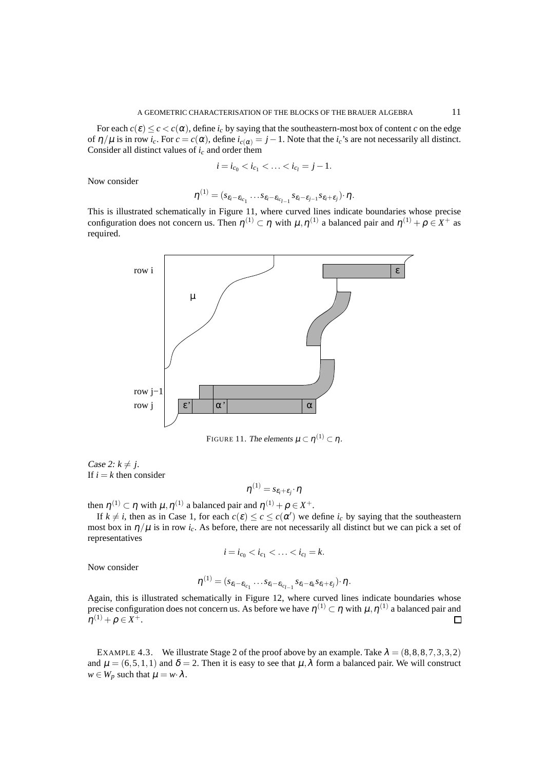For each $c(\varepsilon) \leq c < c(\alpha)$, define $i_c$ by saying that the southeastern-most box of content $c$ on the edge of $\eta/\mu$ is in row $i_c$. For $c = c(\alpha)$, define $i_{c(\alpha)} = j-1$. Note that the $i_c$'s are not necessarily all distinct. Consider all distinct values of $i_c$ and order them

$$i = i_{c_0} < i_{c_1} < \ldots < i_{c_l} = j-1.$$

Now consider

$$\eta^{(1)} = (s_{\varepsilon_i - \varepsilon_{i_{c_1}}} \ldots s_{\varepsilon_i - \varepsilon_{i_{c_{l-1}}}} s_{\varepsilon_i - \varepsilon_{j-1}} s_{\varepsilon_i + \varepsilon_j}) \cdot \eta.$$

This is illustrated schematically in Figure 11, where curved lines indicate boundaries whose precise configuration does not concern us. Then $\eta^{(1)} \subset \eta$ with $\mu, \eta^{(1)}$ a balanced pair and $\eta^{(1)} + \rho \in X^+$ as required.

FIGURE 11. *The elements* $\mu \subset \eta^{(1)} \subset \eta$.

*Case 2:* $k \neq j$.
If $i = k$ then consider

$$\eta^{(1)} = s_{\varepsilon_i + \varepsilon_j} \cdot \eta$$

then $\eta^{(1)} \subset \eta$ with $\mu, \eta^{(1)}$ a balanced pair and $\eta^{(1)} + \rho \in X^+$.

If $k \neq i$, then as in Case 1, for each $c(\varepsilon) \leq c \leq c(\alpha')$ we define $i_c$ by saying that the southeastern most box in $\eta/\mu$ is in row $i_c$. As before, there are not necessarily all distinct but we can pick a set of representatives

$$i = i_{c_0} < i_{c_1} < \ldots < i_{c_l} = k.$$

Now consider

$$\eta^{(1)} = (s_{\varepsilon_i - \varepsilon_{i_{c_1}}} \ldots s_{\varepsilon_i - \varepsilon_{i_{c_{l-1}}}} s_{\varepsilon_i - \varepsilon_k} s_{\varepsilon_i + \varepsilon_j}) \cdot \eta.$$

Again, this is illustrated schematically in Figure 12, where curved lines indicate boundaries whose precise configuration does not concern us. As before we have $\eta^{(1)} \subset \eta$ with $\mu, \eta^{(1)}$ a balanced pair and $\eta^{(1)} + \rho \in X^+$. $\square$

EXAMPLE 4.3. We illustrate Stage 2 of the proof above by an example. Take $\lambda = (8,8,8,7,3,3,2)$ and $\mu = (6,5,1,1)$ and $\delta = 2$. Then it is easy to see that $\mu, \lambda$ form a balanced pair. We will construct $w \in W_p$ such that $\mu = w \cdot \lambda$.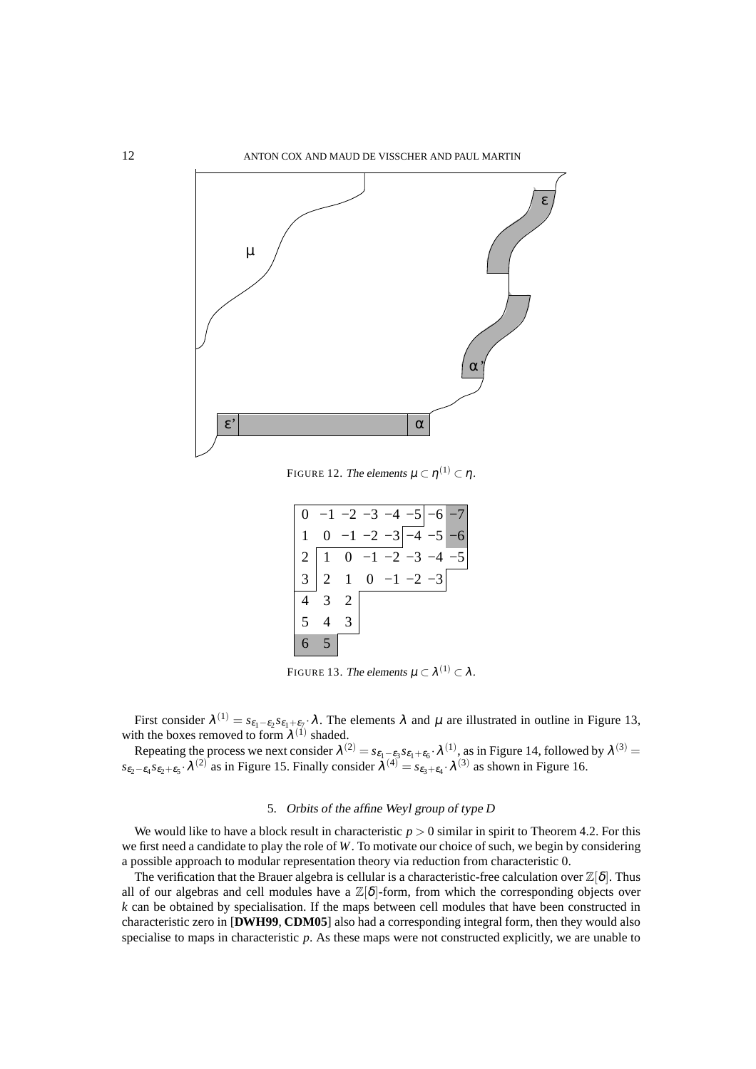FIGURE 12. *The elements* $\mu \subset \eta^{(1)} \subset \eta$.

| | | | | | | | |
|---|---|---|---|---|---|---|---|
| 0 | −1 | −2 | −3 | −4 | −5 | −6 | −7 |
| 1 | 0 | −1 | −2 | −3 | −4 | −5 | −6 |
| 2 | 1 | 0 | −1 | −2 | −3 | −4 | −5 |
| 3 | 2 | 1 | 0 | −1 | −2 | −3 | |
| 4 | 3 | 2 | | | | | |
| 5 | 4 | 3 | | | | | |
| 6 | 5 | | | | | | |

FIGURE 13. *The elements* $\mu \subset \lambda^{(1)} \subset \lambda$.

First consider $\lambda^{(1)} = s_{\varepsilon_1-\varepsilon_2} s_{\varepsilon_1+\varepsilon_7} \cdot \lambda$. The elements $\lambda$ and $\mu$ are illustrated in outline in Figure 13, with the boxes removed to form $\lambda^{(1)}$ shaded.

Repeating the process we next consider $\lambda^{(2)} = s_{\varepsilon_1-\varepsilon_3} s_{\varepsilon_1+\varepsilon_6} \cdot \lambda^{(1)}$, as in Figure 14, followed by $\lambda^{(3)} = s_{\varepsilon_2-\varepsilon_4} s_{\varepsilon_2+\varepsilon_5} \cdot \lambda^{(2)}$ as in Figure 15. Finally consider $\lambda^{(4)} = s_{\varepsilon_3+\varepsilon_4} \cdot \lambda^{(3)}$ as shown in Figure 16.

## 5. *Orbits of the affine Weyl group of type D*

We would like to have a block result in characteristic $p > 0$ similar in spirit to Theorem 4.2. For this we first need a candidate to play the role of $W$. To motivate our choice of such, we begin by considering a possible approach to modular representation theory via reduction from characteristic 0.

The verification that the Brauer algebra is cellular is a characteristic-free calculation over $\mathbb{Z}[\delta]$. Thus all of our algebras and cell modules have a $\mathbb{Z}[\delta]$-form, from which the corresponding objects over $k$ can be obtained by specialisation. If the maps between cell modules that have been constructed in characteristic zero in [**DWH99**, **CDM05**] also had a corresponding integral form, then they would also specialise to maps in characteristic $p$. As these maps were not constructed explicitly, we are unable to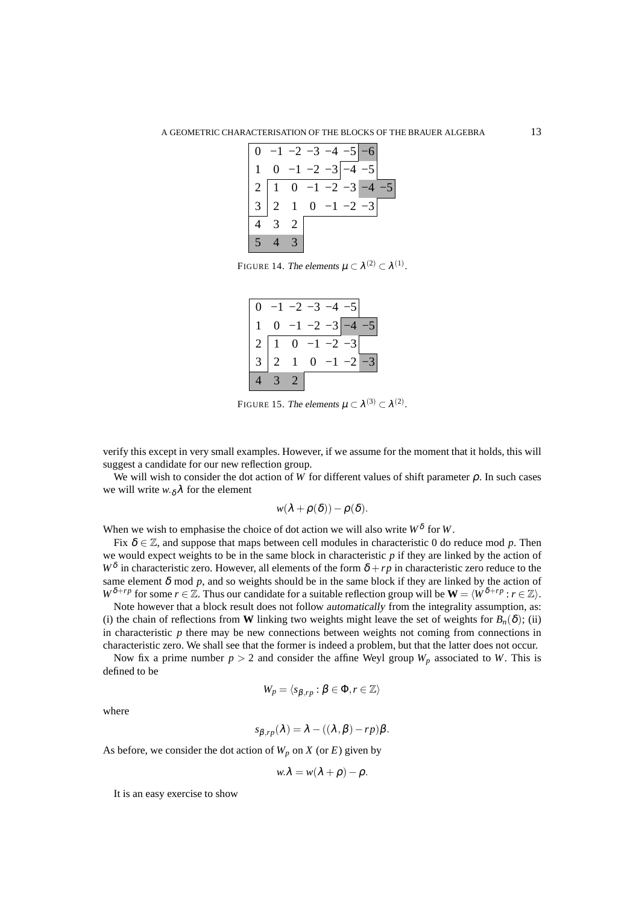| 0 | −1 | −2 | −3 | −4 | −5 | −6 | |
|---|---|---|---|---|---|---|---|
| 1 | 0 | −1 | −2 | −3 | −4 | −5 | |
| 2 | 1 | 0 | −1 | −2 | −3 | −4 | −5 |
| 3 | 2 | 1 | 0 | −1 | −2 | −3 | |
| 4 | 3 | 2 | | | | | |
| 5 | 4 | 3 | | | | | |

FIGURE 14. *The elements* $\mu \subset \lambda^{(2)} \subset \lambda^{(1)}$.

| 0 | −1 | −2 | −3 | −4 | −5 | |
|---|---|---|---|---|---|---|
| 1 | 0 | −1 | −2 | −3 | −4 | −5 |
| 2 | 1 | 0 | −1 | −2 | −3 | |
| 3 | 2 | 1 | 0 | −1 | −2 | −3 |
| 4 | 3 | 2 | | | | |

FIGURE 15. *The elements* $\mu \subset \lambda^{(3)} \subset \lambda^{(2)}$.

verify this except in very small examples. However, if we assume for the moment that it holds, this will suggest a candidate for our new reflection group.

We will wish to consider the dot action of $W$ for different values of shift parameter $\rho$. In such cases we will write $w._\delta\lambda$ for the element

$$w(\lambda+\rho(\delta))-\rho(\delta).$$

When we wish to emphasise the choice of dot action we will also write $W^\delta$ for $W$.

Fix $\delta \in \mathbb{Z}$, and suppose that maps between cell modules in characteristic 0 do reduce mod $p$. Then we would expect weights to be in the same block in characteristic $p$ if they are linked by the action of $W^\delta$ in characteristic zero. However, all elements of the form $\delta + rp$ in characteristic zero reduce to the same element $\delta$ mod $p$, and so weights should be in the same block if they are linked by the action of $W^{\delta+rp}$ for some $r\in\mathbb{Z}$. Thus our candidate for a suitable reflection group will be $\mathbf{W} = \langle W^{\delta+rp} : r \in \mathbb{Z}\rangle$.

Note however that a block result does not follow *automatically* from the integrality assumption, as: (i) the chain of reflections from $\mathbf{W}$ linking two weights might leave the set of weights for $B_n(\delta)$; (ii) in characteristic $p$ there may be new connections between weights not coming from connections in characteristic zero. We shall see that the former is indeed a problem, but that the latter does not occur.

Now fix a prime number $p > 2$ and consider the affine Weyl group $W_p$ associated to $W$. This is defined to be

$$W_p = \langle s_{\beta,rp} : \beta \in \Phi, r \in \mathbb{Z}\rangle$$

where

$$s_{\beta,rp}(\lambda) = \lambda - ((\lambda,\beta) - rp)\beta.$$

As before, we consider the dot action of $W_p$ on $X$ (or $E$) given by

$$w.\lambda = w(\lambda+\rho)-\rho.$$

It is an easy exercise to show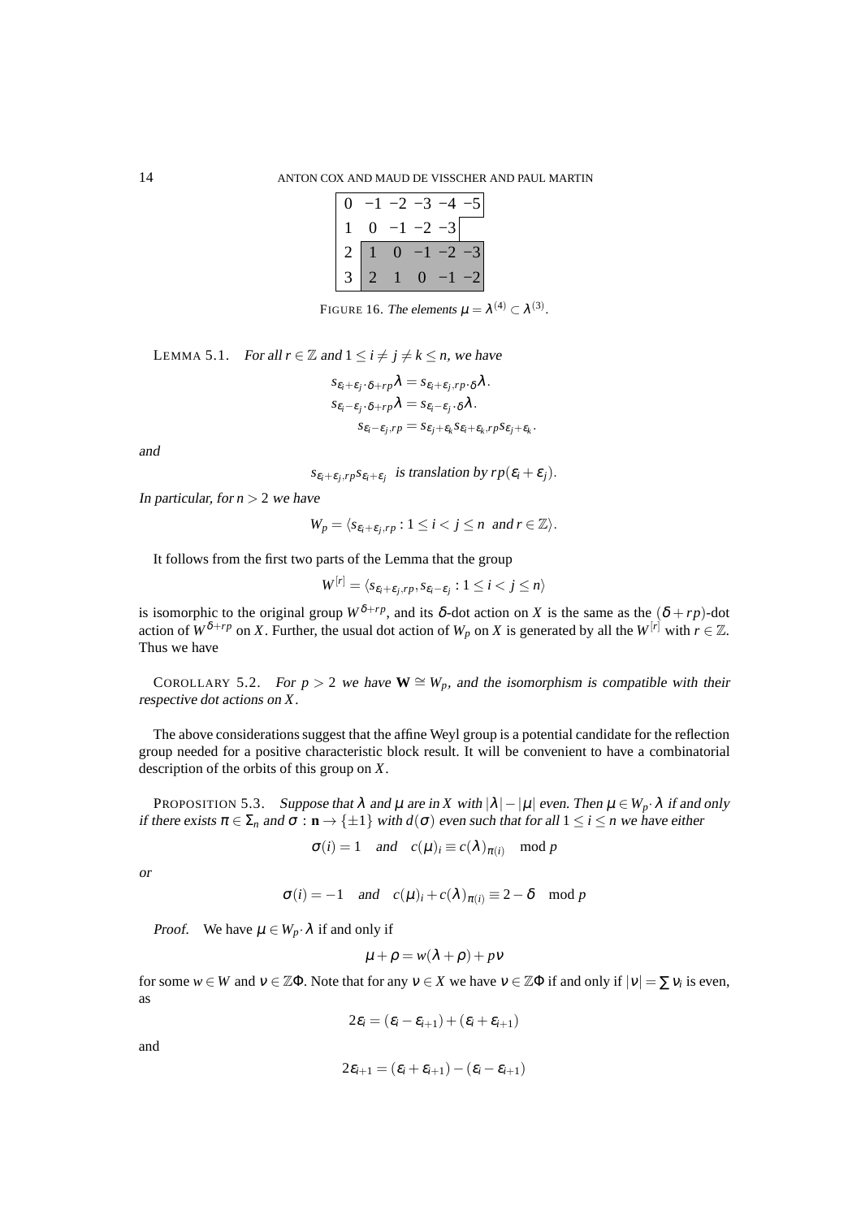| 0 | −1 | −2 | −3 | −4 | −5 |
|---|---|---|---|---|---|
| 1 | 0 | −1 | −2 | −3 | |
| 2 | 1 | 0 | −1 | −2 | −3 |
| 3 | 2 | 1 | 0 | −1 | −2 |

FIGURE 16. *The elements* $\mu = \lambda^{(4)} \subset \lambda^{(3)}$.

LEMMA 5.1. *For all $r \in \mathbb{Z}$ and $1 \leq i \neq j \neq k \leq n$, we have*

$$s_{\varepsilon_i+\varepsilon_j} \cdot_{\delta+rp} \lambda = s_{\varepsilon_i+\varepsilon_j,rp} \cdot_\delta \lambda.$$

$$s_{\varepsilon_i-\varepsilon_j} \cdot_{\delta+rp} \lambda = s_{\varepsilon_i-\varepsilon_j} \cdot_\delta \lambda.$$

$$s_{\varepsilon_i-\varepsilon_j,rp} = s_{\varepsilon_j+\varepsilon_k} s_{\varepsilon_i+\varepsilon_k,rp} s_{\varepsilon_j+\varepsilon_k}.$$

*and*

$$s_{\varepsilon_i+\varepsilon_j,rp} s_{\varepsilon_i+\varepsilon_j} \text{ is translation by } rp(\varepsilon_i+\varepsilon_j).$$

*In particular, for $n > 2$ we have*

$$W_p = \langle s_{\varepsilon_i+\varepsilon_j,rp} : 1 \leq i < j \leq n \text{ and } r \in \mathbb{Z}\rangle.$$

It follows from the first two parts of the Lemma that the group

$$W^{[r]} = \langle s_{\varepsilon_i+\varepsilon_j,rp}, s_{\varepsilon_i-\varepsilon_j} : 1 \leq i < j \leq n\rangle$$

is isomorphic to the original group $W^{\delta+rp}$, and its $\delta$-dot action on $X$ is the same as the $(\delta+rp)$-dot action of $W^{\delta+rp}$ on $X$. Further, the usual dot action of $W_p$ on $X$ is generated by all the $W^{[r]}$ with $r \in \mathbb{Z}$. Thus we have

COROLLARY 5.2. *For $p > 2$ we have $\mathbf{W} \cong W_p$, and the isomorphism is compatible with their respective dot actions on $X$.*

The above considerations suggest that the affine Weyl group is a potential candidate for the reflection group needed for a positive characteristic block result. It will be convenient to have a combinatorial description of the orbits of this group on $X$.

PROPOSITION 5.3. *Suppose that $\lambda$ and $\mu$ are in $X$ with $|\lambda| - |\mu|$ even. Then $\mu \in W_p \cdot \lambda$ if and only if there exists $\pi \in \Sigma_n$ and $\sigma : \mathbf{n} \to \{\pm 1\}$ with $d(\sigma)$ even such that for all $1 \leq i \leq n$ we have either*

$$\sigma(i) = 1 \quad \text{and} \quad c(\mu)_i \equiv c(\lambda)_{\pi(i)} \mod p$$

*or*

$$\sigma(i) = -1 \quad \text{and} \quad c(\mu)_i + c(\lambda)_{\pi(i)} \equiv 2 - \delta \mod p$$

*Proof.* We have $\mu \in W_p \cdot \lambda$ if and only if

$$\mu + \rho = w(\lambda + \rho) + p\nu$$

for some $w \in W$ and $\nu \in \mathbb{Z}\Phi$. Note that for any $\nu \in X$ we have $\nu \in \mathbb{Z}\Phi$ if and only if $|\nu| = \sum \nu_i$ is even, as

$$2\varepsilon_i = (\varepsilon_i - \varepsilon_{i+1}) + (\varepsilon_i + \varepsilon_{i+1})$$

and

$$2\varepsilon_{i+1} = (\varepsilon_i + \varepsilon_{i+1}) - (\varepsilon_i - \varepsilon_{i+1})$$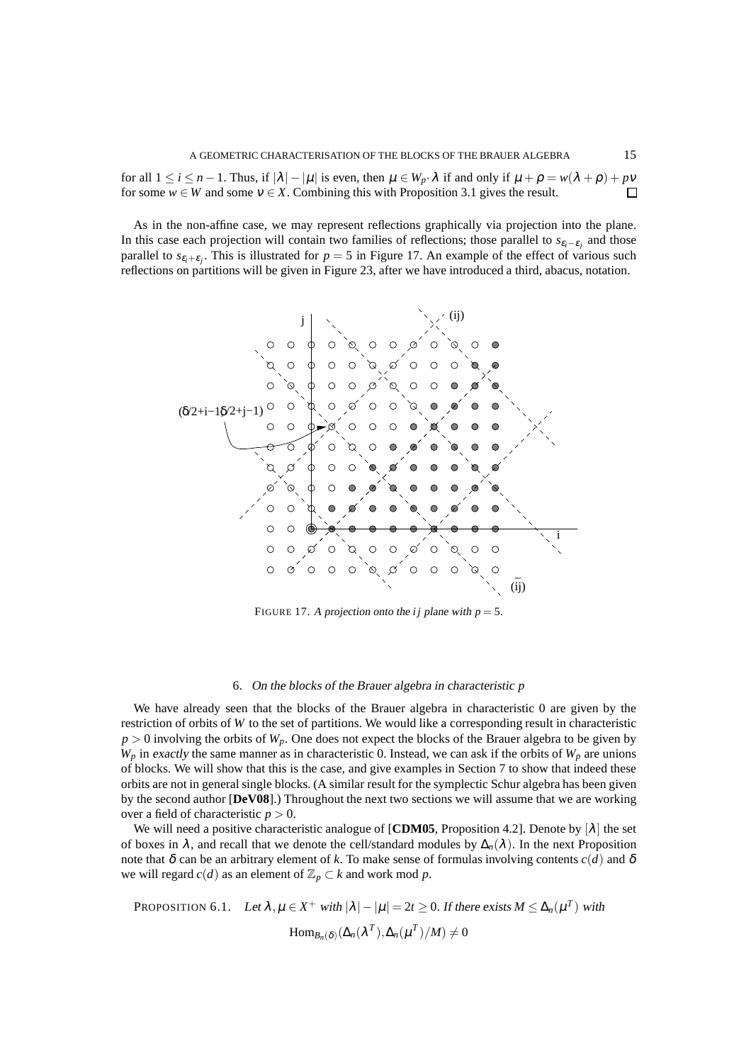for all $1 \leq i \leq n-1$. Thus, if $|\lambda| - |\mu|$ is even, then $\mu \in W_p \cdot \lambda$ if and only if $\mu + \rho = w(\lambda + \rho) + p\nu$ for some $w \in W$ and some $\nu \in X$. Combining this with Proposition 3.1 gives the result. □

As in the non-affine case, we may represent reflections graphically via projection into the plane. In this case each projection will contain two families of reflections; those parallel to $s_{\varepsilon_i - \varepsilon_j}$ and those parallel to $s_{\varepsilon_i + \varepsilon_j}$. This is illustrated for $p = 5$ in Figure 17. An example of the effect of various such reflections on partitions will be given in Figure 23, after we have introduced a third, abacus, notation.

FIGURE 17. *A projection onto the $ij$ plane with $p = 5$.*

## 6. *On the blocks of the Brauer algebra in characteristic $p$*

We have already seen that the blocks of the Brauer algebra in characteristic 0 are given by the restriction of orbits of $W$ to the set of partitions. We would like a corresponding result in characteristic $p > 0$ involving the orbits of $W_p$. One does not expect the blocks of the Brauer algebra to be given by $W_p$ in *exactly* the same manner as in characteristic 0. Instead, we can ask if the orbits of $W_p$ are unions of blocks. We will show that this is the case, and give examples in Section 7 to show that indeed these orbits are not in general single blocks. (A similar result for the symplectic Schur algebra has been given by the second author [**DeV08**].) Throughout the next two sections we will assume that we are working over a field of characteristic $p > 0$.

We will need a positive characteristic analogue of [**CDM05**, Proposition 4.2]. Denote by $[\lambda]$ the set of boxes in $\lambda$, and recall that we denote the cell/standard modules by $\Delta_n(\lambda)$. In the next Proposition note that $\delta$ can be an arbitrary element of $k$. To make sense of formulas involving contents $c(d)$ and $\delta$ we will regard $c(d)$ as an element of $\mathbb{Z}_p \subset k$ and work mod $p$.

PROPOSITION 6.1. *Let $\lambda, \mu \in X^+$ with $|\lambda| - |\mu| = 2t \geq 0$. If there exists $M \leq \Delta_n(\mu^T)$ with*

$$\mathrm{Hom}_{B_n(\delta)}(\Delta_n(\lambda^T), \Delta_n(\mu^T)/M) \neq 0$$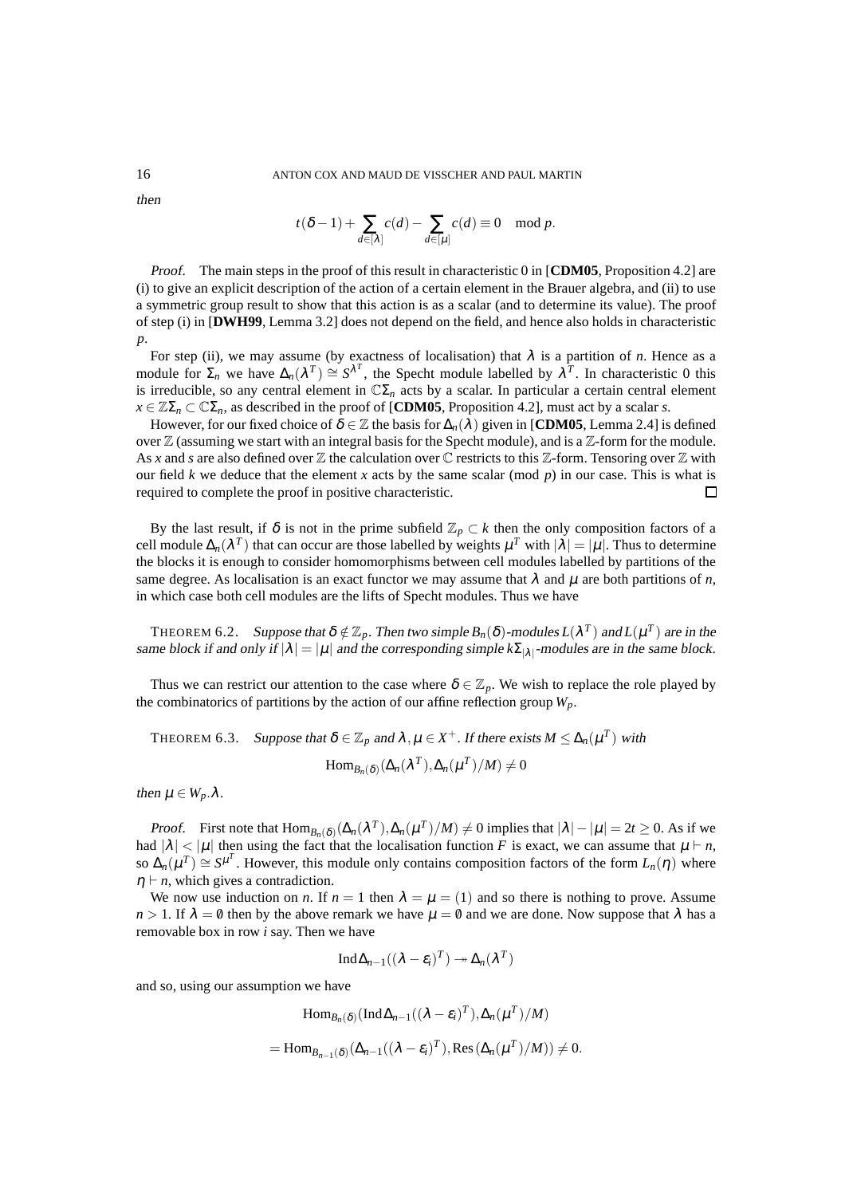*then*

$$t(\delta - 1) + \sum_{d \in [\lambda]} c(d) - \sum_{d \in [\mu]} c(d) \equiv 0 \mod p.$$

*Proof.* The main steps in the proof of this result in characteristic 0 in [**CDM05**, Proposition 4.2] are (i) to give an explicit description of the action of a certain element in the Brauer algebra, and (ii) to use a symmetric group result to show that this action is as a scalar (and to determine its value). The proof of step (i) in [**DWH99**, Lemma 3.2] does not depend on the field, and hence also holds in characteristic $p$.

For step (ii), we may assume (by exactness of localisation) that $\lambda$ is a partition of $n$. Hence as a module for $\Sigma_n$ we have $\Delta_n(\lambda^T) \cong S^{\lambda^T}$, the Specht module labelled by $\lambda^T$. In characteristic 0 this is irreducible, so any central element in $\mathbb{C}\Sigma_n$ acts by a scalar. In particular a certain central element $x \in \mathbb{Z}\Sigma_n \subset \mathbb{C}\Sigma_n$, as described in the proof of [**CDM05**, Proposition 4.2], must act by a scalar $s$.

However, for our fixed choice of $\delta \in \mathbb{Z}$ the basis for $\Delta_n(\lambda)$ given in [**CDM05**, Lemma 2.4] is defined over $\mathbb{Z}$ (assuming we start with an integral basis for the Specht module), and is a $\mathbb{Z}$-form for the module. As $x$ and $s$ are also defined over $\mathbb{Z}$ the calculation over $\mathbb{C}$ restricts to this $\mathbb{Z}$-form. Tensoring over $\mathbb{Z}$ with our field $k$ we deduce that the element $x$ acts by the same scalar (mod $p$) in our case. This is what is required to complete the proof in positive characteristic. □

By the last result, if $\delta$ is not in the prime subfield $\mathbb{Z}_p \subset k$ then the only composition factors of a cell module $\Delta_n(\lambda^T)$ that can occur are those labelled by weights $\mu^T$ with $|\lambda| = |\mu|$. Thus to determine the blocks it is enough to consider homomorphisms between cell modules labelled by partitions of the same degree. As localisation is an exact functor we may assume that $\lambda$ and $\mu$ are both partitions of $n$, in which case both cell modules are the lifts of Specht modules. Thus we have

THEOREM 6.2. *Suppose that $\delta \notin \mathbb{Z}_p$. Then two simple $B_n(\delta)$-modules $L(\lambda^T)$ and $L(\mu^T)$ are in the same block if and only if $|\lambda| = |\mu|$ and the corresponding simple $k\Sigma_{|\lambda|}$-modules are in the same block.*

Thus we can restrict our attention to the case where $\delta \in \mathbb{Z}_p$. We wish to replace the role played by the combinatorics of partitions by the action of our affine reflection group $W_p$.

THEOREM 6.3. *Suppose that $\delta \in \mathbb{Z}_p$ and $\lambda, \mu \in X^+$. If there exists $M \leq \Delta_n(\mu^T)$ with*

$$\mathrm{Hom}_{B_n(\delta)}(\Delta_n(\lambda^T), \Delta_n(\mu^T)/M) \neq 0$$

*then $\mu \in W_p.\lambda$.*

*Proof.* First note that $\mathrm{Hom}_{B_n(\delta)}(\Delta_n(\lambda^T), \Delta_n(\mu^T)/M) \neq 0$ implies that $|\lambda| - |\mu| = 2t \geq 0$. As if we had $|\lambda| < |\mu|$ then using the fact that the localisation function $F$ is exact, we can assume that $\mu \vdash n$, so $\Delta_n(\mu^T) \cong S^{\mu^T}$. However, this module only contains composition factors of the form $L_n(\eta)$ where $\eta \vdash n$, which gives a contradiction.

We now use induction on $n$. If $n = 1$ then $\lambda = \mu = (1)$ and so there is nothing to prove. Assume $n > 1$. If $\lambda = \emptyset$ then by the above remark we have $\mu = \emptyset$ and we are done. Now suppose that $\lambda$ has a removable box in row $i$ say. Then we have

$$\mathrm{Ind}\Delta_{n-1}((\lambda - \varepsilon_i)^T) \twoheadrightarrow \Delta_n(\lambda^T)$$

and so, using our assumption we have

$$\mathrm{Hom}_{B_n(\delta)}(\mathrm{Ind}\Delta_{n-1}((\lambda - \varepsilon_i)^T), \Delta_n(\mu^T)/M)$$

$$= \mathrm{Hom}_{B_{n-1}(\delta)}(\Delta_{n-1}((\lambda - \varepsilon_i)^T), \mathrm{Res}(\Delta_n(\mu^T)/M)) \neq 0.$$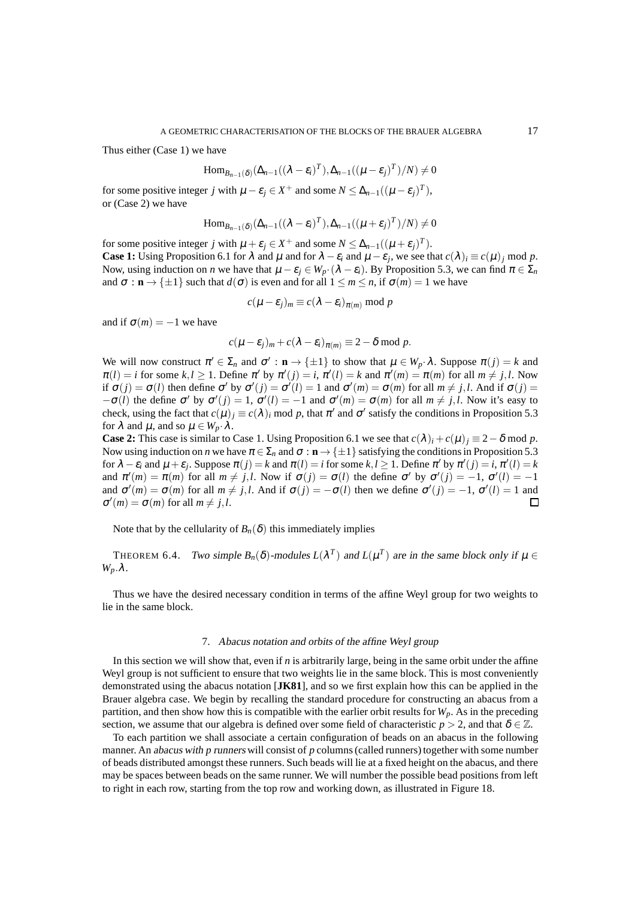Thus either (Case 1) we have

$$\mathrm{Hom}_{B_{n-1}(\delta)}(\Delta_{n-1}((\lambda-\varepsilon_i)^T),\Delta_{n-1}((\mu-\varepsilon_j)^T)/N)\neq 0$$

for some positive integer $j$ with $\mu-\varepsilon_j\in X^+$ and some $N\leq \Delta_{n-1}((\mu-\varepsilon_j)^T)$,
or (Case 2) we have

$$\mathrm{Hom}_{B_{n-1}(\delta)}(\Delta_{n-1}((\lambda-\varepsilon_i)^T),\Delta_{n-1}((\mu+\varepsilon_j)^T)/N)\neq 0$$

for some positive integer $j$ with $\mu+\varepsilon_j\in X^+$ and some $N\leq \Delta_{n-1}((\mu+\varepsilon_j)^T)$.

**Case 1:** Using Proposition 6.1 for $\lambda$ and $\mu$ and for $\lambda-\varepsilon_i$ and $\mu-\varepsilon_j$, we see that $c(\lambda)_i\equiv c(\mu)_j \bmod p$. Now, using induction on $n$ we have that $\mu-\varepsilon_j\in W_p\cdot(\lambda-\varepsilon_i)$. By Proposition 5.3, we can find $\pi\in\Sigma_n$ and $\sigma:\mathbf{n}\to\{\pm 1\}$ such that $d(\sigma)$ is even and for all $1\leq m\leq n$, if $\sigma(m)=1$ we have

$$c(\mu-\varepsilon_j)_m\equiv c(\lambda-\varepsilon_i)_{\pi(m)} \bmod p$$

and if $\sigma(m)=-1$ we have

$$c(\mu-\varepsilon_j)_m+c(\lambda-\varepsilon_i)_{\pi(m)}\equiv 2-\delta \bmod p.$$

We will now construct $\pi'\in\Sigma_n$ and $\sigma':\mathbf{n}\to\{\pm 1\}$ to show that $\mu\in W_p\cdot\lambda$. Suppose $\pi(j)=k$ and $\pi(l)=i$ for some $k,l\geq 1$. Define $\pi'$ by $\pi'(j)=i$, $\pi'(l)=k$ and $\pi'(m)=\pi(m)$ for all $m\neq j,l$. Now if $\sigma(j)=\sigma(l)$ then define $\sigma'$ by $\sigma'(j)=\sigma'(l)=1$ and $\sigma'(m)=\sigma(m)$ for all $m\neq j,l$. And if $\sigma(j)=-\sigma(l)$ the define $\sigma'$ by $\sigma'(j)=1$, $\sigma'(l)=-1$ and $\sigma'(m)=\sigma(m)$ for all $m\neq j,l$. Now it's easy to check, using the fact that $c(\mu)_j\equiv c(\lambda)_i \bmod p$, that $\pi'$ and $\sigma'$ satisfy the conditions in Proposition 5.3 for $\lambda$ and $\mu$, and so $\mu\in W_p\cdot\lambda$.

**Case 2:** This case is similar to Case 1. Using Proposition 6.1 we see that $c(\lambda)_i+c(\mu)_j\equiv 2-\delta \bmod p$. Now using induction on $n$ we have $\pi\in\Sigma_n$ and $\sigma:\mathbf{n}\to\{\pm 1\}$ satisfying the conditions in Proposition 5.3 for $\lambda-\varepsilon_i$ and $\mu+\varepsilon_j$. Suppose $\pi(j)=k$ and $\pi(l)=i$ for some $k,l\geq 1$. Define $\pi'$ by $\pi'(j)=i$, $\pi'(l)=k$ and $\pi'(m)=\pi(m)$ for all $m\neq j,l$. Now if $\sigma(j)=\sigma(l)$ the define $\sigma'$ by $\sigma'(j)=-1$, $\sigma'(l)=-1$ and $\sigma'(m)=\sigma(m)$ for all $m\neq j,l$. And if $\sigma(j)=-\sigma(l)$ then we define $\sigma'(j)=-1$, $\sigma'(l)=1$ and $\sigma'(m)=\sigma(m)$ for all $m\neq j,l$. □

Note that by the cellularity of $B_n(\delta)$ this immediately implies

THEOREM 6.4. *Two simple $B_n(\delta)$-modules $L(\lambda^T)$ and $L(\mu^T)$ are in the same block only if $\mu\in W_p.\lambda$.*

Thus we have the desired necessary condition in terms of the affine Weyl group for two weights to lie in the same block.

## 7. *Abacus notation and orbits of the affine Weyl group*

In this section we will show that, even if $n$ is arbitrarily large, being in the same orbit under the affine Weyl group is not sufficient to ensure that two weights lie in the same block. This is most conveniently demonstrated using the abacus notation [**JK81**], and so we first explain how this can be applied in the Brauer algebra case. We begin by recalling the standard procedure for constructing an abacus from a partition, and then show how this is compatible with the earlier orbit results for $W_p$. As in the preceding section, we assume that our algebra is defined over some field of characteristic $p>2$, and that $\delta\in\mathbb{Z}$.

To each partition we shall associate a certain configuration of beads on an abacus in the following manner. An *abacus with p runners* will consist of $p$ columns (called runners) together with some number of beads distributed amongst these runners. Such beads will lie at a fixed height on the abacus, and there may be spaces between beads on the same runner. We will number the possible bead positions from left to right in each row, starting from the top row and working down, as illustrated in Figure 18.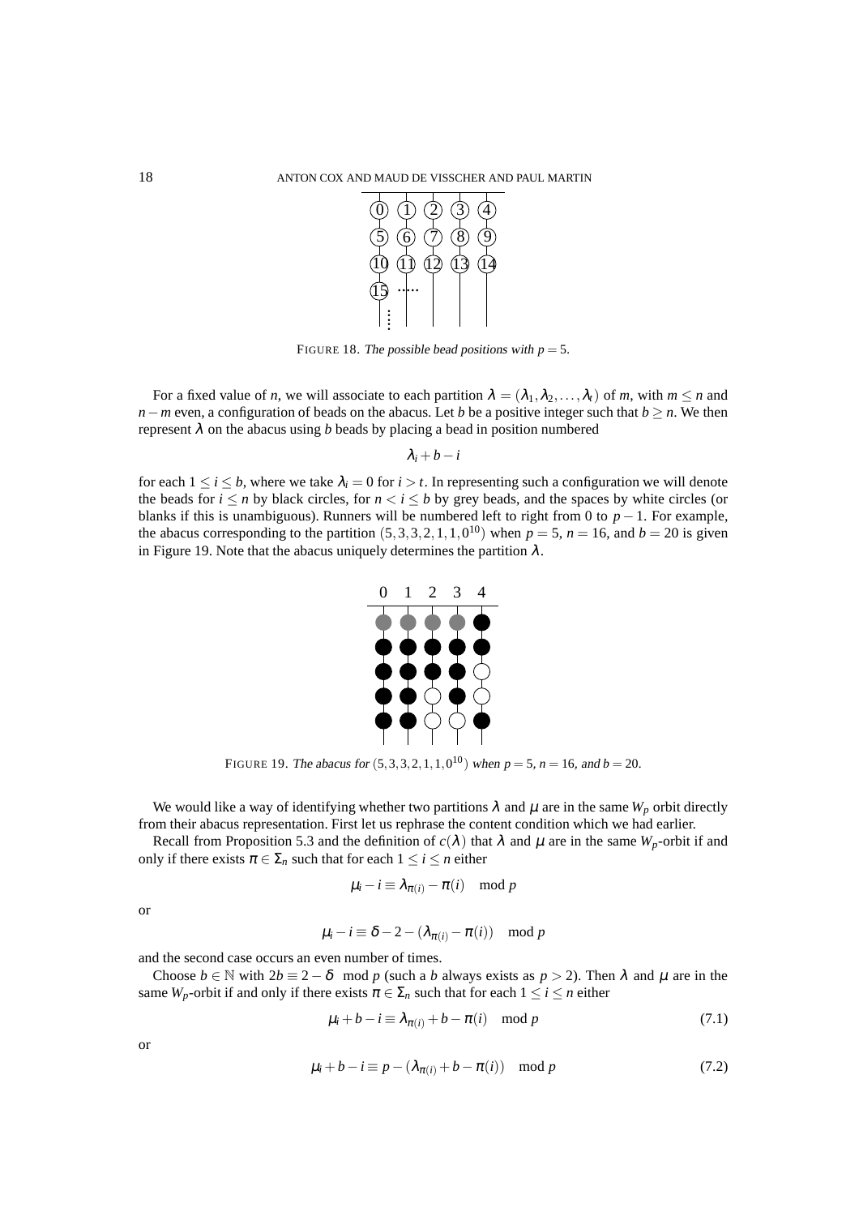FIGURE 18. *The possible bead positions with $p = 5$.*

For a fixed value of $n$, we will associate to each partition $\lambda = (\lambda_1, \lambda_2, \dots, \lambda_t)$ of $m$, with $m \leq n$ and $n - m$ even, a configuration of beads on the abacus. Let $b$ be a positive integer such that $b \geq n$. We then represent $\lambda$ on the abacus using $b$ beads by placing a bead in position numbered

$$\lambda_i + b - i$$

for each $1 \leq i \leq b$, where we take $\lambda_i = 0$ for $i > t$. In representing such a configuration we will denote the beads for $i \leq n$ by black circles, for $n < i \leq b$ by grey beads, and the spaces by white circles (or blanks if this is unambiguous). Runners will be numbered left to right from 0 to $p - 1$. For example, the abacus corresponding to the partition $(5, 3, 3, 2, 1, 1, 0^{10})$ when $p = 5$, $n = 16$, and $b = 20$ is given in Figure 19. Note that the abacus uniquely determines the partition $\lambda$.

FIGURE 19. *The abacus for $(5, 3, 3, 2, 1, 1, 0^{10})$ when $p = 5$, $n = 16$, and $b = 20$.*

We would like a way of identifying whether two partitions $\lambda$ and $\mu$ are in the same $W_p$ orbit directly from their abacus representation. First let us rephrase the content condition which we had earlier.

Recall from Proposition 5.3 and the definition of $c(\lambda)$ that $\lambda$ and $\mu$ are in the same $W_p$-orbit if and only if there exists $\pi \in \Sigma_n$ such that for each $1 \leq i \leq n$ either

$$\mu_i - i \equiv \lambda_{\pi(i)} - \pi(i) \mod p$$

or

$$\mu_i - i \equiv \delta - 2 - (\lambda_{\pi(i)} - \pi(i)) \mod p$$

and the second case occurs an even number of times.

Choose $b \in \mathbb{N}$ with $2b \equiv 2 - \delta \mod p$ (such a $b$ always exists as $p > 2$). Then $\lambda$ and $\mu$ are in the same $W_p$-orbit if and only if there exists $\pi \in \Sigma_n$ such that for each $1 \leq i \leq n$ either

$$\mu_i + b - i \equiv \lambda_{\pi(i)} + b - \pi(i) \mod p \tag{7.1}$$

or

$$\mu_i + b - i \equiv p - (\lambda_{\pi(i)} + b - \pi(i)) \mod p \tag{7.2}$$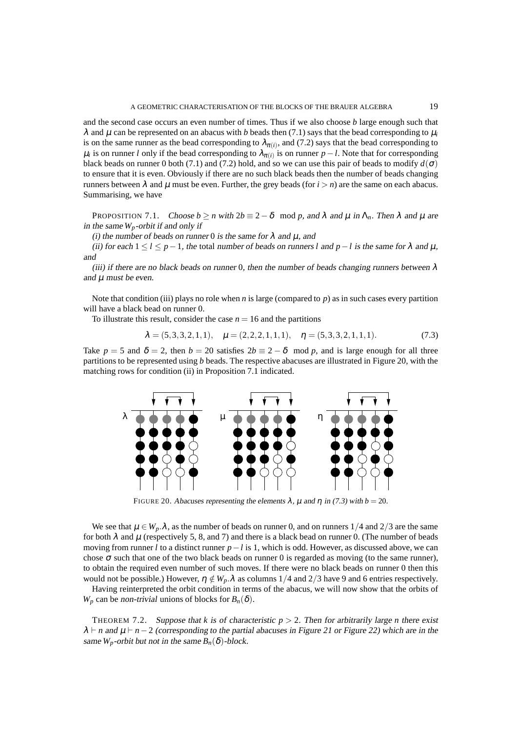and the second case occurs an even number of times. Thus if we also choose $b$ large enough such that $\lambda$ and $\mu$ can be represented on an abacus with $b$ beads then (7.1) says that the bead corresponding to $\mu_i$ is on the same runner as the bead corresponding to $\lambda_{\pi(i)}$, and (7.2) says that the bead corresponding to $\mu_i$ is on runner $l$ only if the bead corresponding to $\lambda_{\pi(i)}$ is on runner $p-l$. Note that for corresponding black beads on runner 0 both (7.1) and (7.2) hold, and so we can use this pair of beads to modify $d(\sigma)$ to ensure that it is even. Obviously if there are no such black beads then the number of beads changing runners between $\lambda$ and $\mu$ must be even. Further, the grey beads (for $i > n$) are the same on each abacus. Summarising, we have

PROPOSITION 7.1. *Choose $b \geq n$ with $2b \equiv 2 - \delta \mod p$, and $\lambda$ and $\mu$ in $\Lambda_n$. Then $\lambda$ and $\mu$ are in the same $W_p$-orbit if and only if*

*(i) the number of beads on runner 0 is the same for $\lambda$ and $\mu$, and*

*(ii) for each $1 \leq l \leq p-1$, the* total *number of beads on runners $l$ and $p-l$ is the same for $\lambda$ and $\mu$, and*

*(iii) if there are no black beads on runner 0, then the number of beads changing runners between $\lambda$ and $\mu$ must be even.*

Note that condition (iii) plays no role when $n$ is large (compared to $p$) as in such cases every partition will have a black bead on runner 0.

To illustrate this result, consider the case $n = 16$ and the partitions

$$\lambda = (5,3,3,2,1,1), \quad \mu = (2,2,2,1,1,1), \quad \eta = (5,3,3,2,1,1,1). \tag{7.3}$$

Take $p = 5$ and $\delta = 2$, then $b = 20$ satisfies $2b \equiv 2 - \delta \mod p$, and is large enough for all three partitions to be represented using $b$ beads. The respective abacuses are illustrated in Figure 20, with the matching rows for condition (ii) in Proposition 7.1 indicated.

FIGURE 20. *Abacuses representing the elements $\lambda$, $\mu$ and $\eta$ in (7.3) with $b = 20$.*

We see that $\mu \in W_p.\lambda$, as the number of beads on runner 0, and on runners 1/4 and 2/3 are the same for both $\lambda$ and $\mu$ (respectively 5, 8, and 7) and there is a black bead on runner 0. (The number of beads moving from runner $l$ to a distinct runner $p-l$ is 1, which is odd. However, as discussed above, we can chose $\sigma$ such that one of the two black beads on runner 0 is regarded as moving (to the same runner), to obtain the required even number of such moves. If there were no black beads on runner 0 then this would not be possible.) However, $\eta \notin W_p.\lambda$ as columns 1/4 and 2/3 have 9 and 6 entries respectively.

Having reinterpreted the orbit condition in terms of the abacus, we will now show that the orbits of $W_p$ can be *non-trivial* unions of blocks for $B_n(\delta)$.

THEOREM 7.2. *Suppose that $k$ is of characteristic $p > 2$. Then for arbitrarily large $n$ there exist $\lambda \vdash n$ and $\mu \vdash n-2$ (corresponding to the partial abacuses in Figure 21 or Figure 22) which are in the same $W_p$-orbit but not in the same $B_n(\delta)$-block.*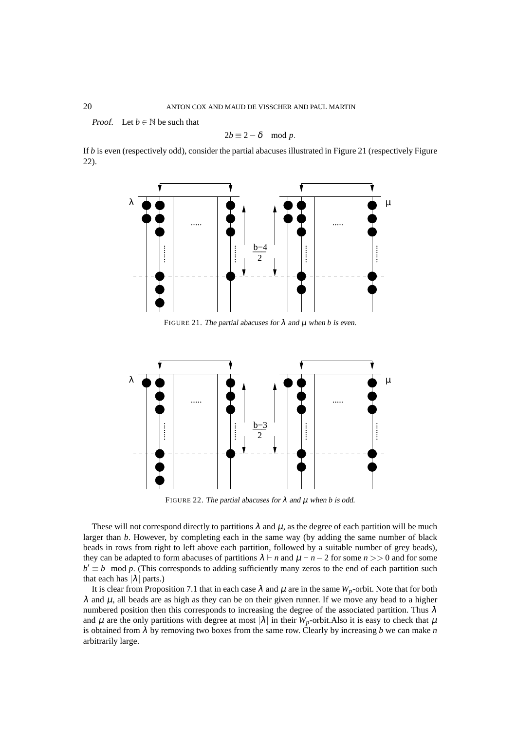*Proof.* Let $b \in \mathbb{N}$ be such that

$$2b \equiv 2 - \delta \mod p.$$

If $b$ is even (respectively odd), consider the partial abacuses illustrated in Figure 21 (respectively Figure 22).

FIGURE 21. *The partial abacuses for $\lambda$ and $\mu$ when $b$ is even.*

FIGURE 22. *The partial abacuses for $\lambda$ and $\mu$ when $b$ is odd.*

These will not correspond directly to partitions $\lambda$ and $\mu$, as the degree of each partition will be much larger than $b$. However, by completing each in the same way (by adding the same number of black beads in rows from right to left above each partition, followed by a suitable number of grey beads), they can be adapted to form abacuses of partitions $\lambda \vdash n$ and $\mu \vdash n-2$ for some $n >> 0$ and for some $b' \equiv b \mod p$. (This corresponds to adding sufficiently many zeros to the end of each partition such that each has $|\lambda|$ parts.)

It is clear from Proposition 7.1 that in each case $\lambda$ and $\mu$ are in the same $W_p$-orbit. Note that for both $\lambda$ and $\mu$, all beads are as high as they can be on their given runner. If we move any bead to a higher numbered position then this corresponds to increasing the degree of the associated partition. Thus $\lambda$ and $\mu$ are the only partitions with degree at most $|\lambda|$ in their $W_p$-orbit.Also it is easy to check that $\mu$ is obtained from $\lambda$ by removing two boxes from the same row. Clearly by increasing $b$ we can make $n$ arbitrarily large.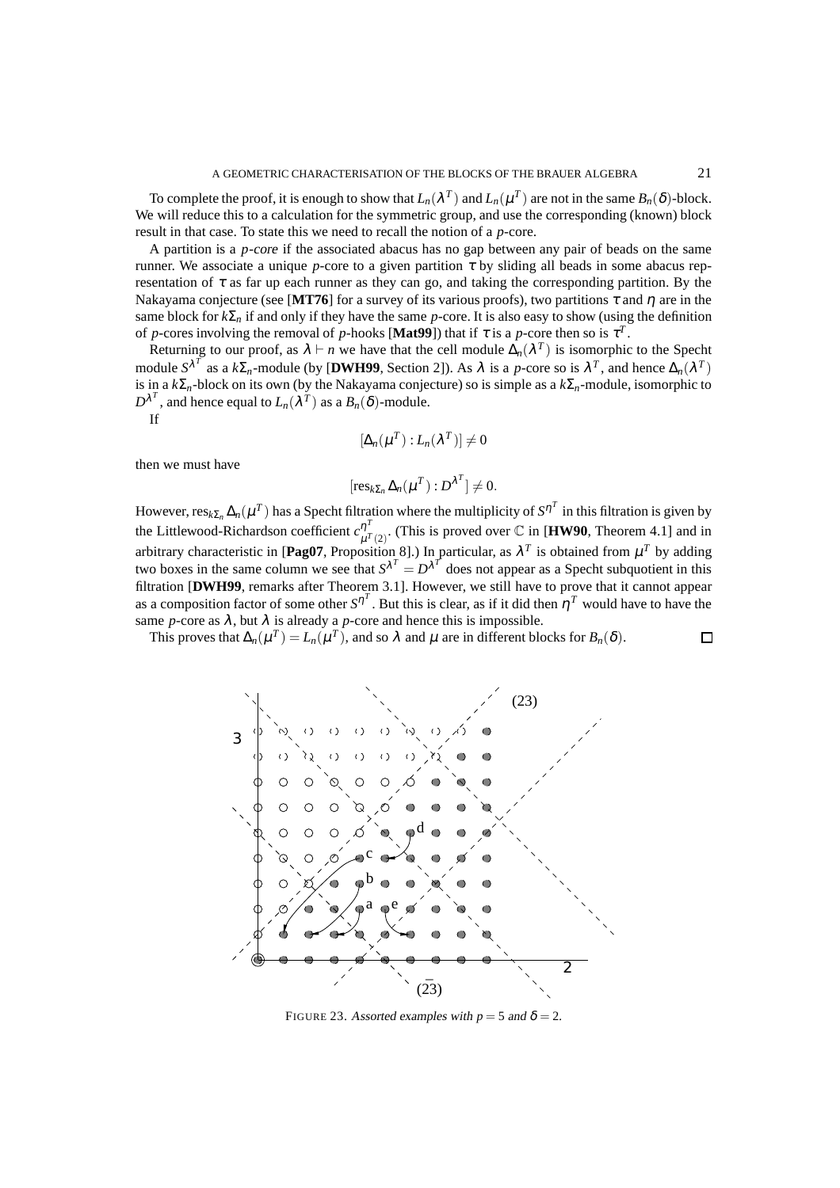To complete the proof, it is enough to show that $L_n(\lambda^T)$ and $L_n(\mu^T)$ are not in the same $B_n(\delta)$-block. We will reduce this to a calculation for the symmetric group, and use the corresponding (known) block result in that case. To state this we need to recall the notion of a $p$-core.

A partition is a *p-core* if the associated abacus has no gap between any pair of beads on the same runner. We associate a unique $p$-core to a given partition $\tau$ by sliding all beads in some abacus representation of $\tau$ as far up each runner as they can go, and taking the corresponding partition. By the Nakayama conjecture (see [**MT76**] for a survey of its various proofs), two partitions $\tau$ and $\eta$ are in the same block for $k\Sigma_n$ if and only if they have the same $p$-core. It is also easy to show (using the definition of $p$-cores involving the removal of $p$-hooks [**Mat99**]) that if $\tau$ is a $p$-core then so is $\tau^T$.

Returning to our proof, as $\lambda \vdash n$ we have that the cell module $\Delta_n(\lambda^T)$ is isomorphic to the Specht module $S^{\lambda^T}$ as a $k\Sigma_n$-module (by [**DWH99**, Section 2]). As $\lambda$ is a $p$-core so is $\lambda^T$, and hence $\Delta_n(\lambda^T)$ is in a $k\Sigma_n$-block on its own (by the Nakayama conjecture) so is simple as a $k\Sigma_n$-module, isomorphic to $D^{\lambda^T}$, and hence equal to $L_n(\lambda^T)$ as a $B_n(\delta)$-module.

If

$$[\Delta_n(\mu^T) : L_n(\lambda^T)] \neq 0$$

then we must have

$$[\mathrm{res}_{k\Sigma_n} \Delta_n(\mu^T) : D^{\lambda^T}] \neq 0.$$

However, $\mathrm{res}_{k\Sigma_n} \Delta_n(\mu^T)$ has a Specht filtration where the multiplicity of $S^{\eta^T}$ in this filtration is given by the Littlewood-Richardson coefficient $c^{\eta^T}_{\mu^T(2)}$. (This is proved over $\mathbb{C}$ in [**HW90**, Theorem 4.1] and in arbitrary characteristic in [**Pag07**, Proposition 8].) In particular, as $\lambda^T$ is obtained from $\mu^T$ by adding two boxes in the same column we see that $S^{\lambda^T} = D^{\lambda^T}$ does not appear as a Specht subquotient in this filtration [**DWH99**, remarks after Theorem 3.1]. However, we still have to prove that it cannot appear as a composition factor of some other $S^{\eta^T}$. But this is clear, as if it did then $\eta^T$ would have to have the same $p$-core as $\lambda$, but $\lambda$ is already a $p$-core and hence this is impossible.

This proves that $\Delta_n(\mu^T) = L_n(\mu^T)$, and so $\lambda$ and $\mu$ are in different blocks for $B_n(\delta)$. $\square$

FIGURE 23. *Assorted examples with $p = 5$ and $\delta = 2$.*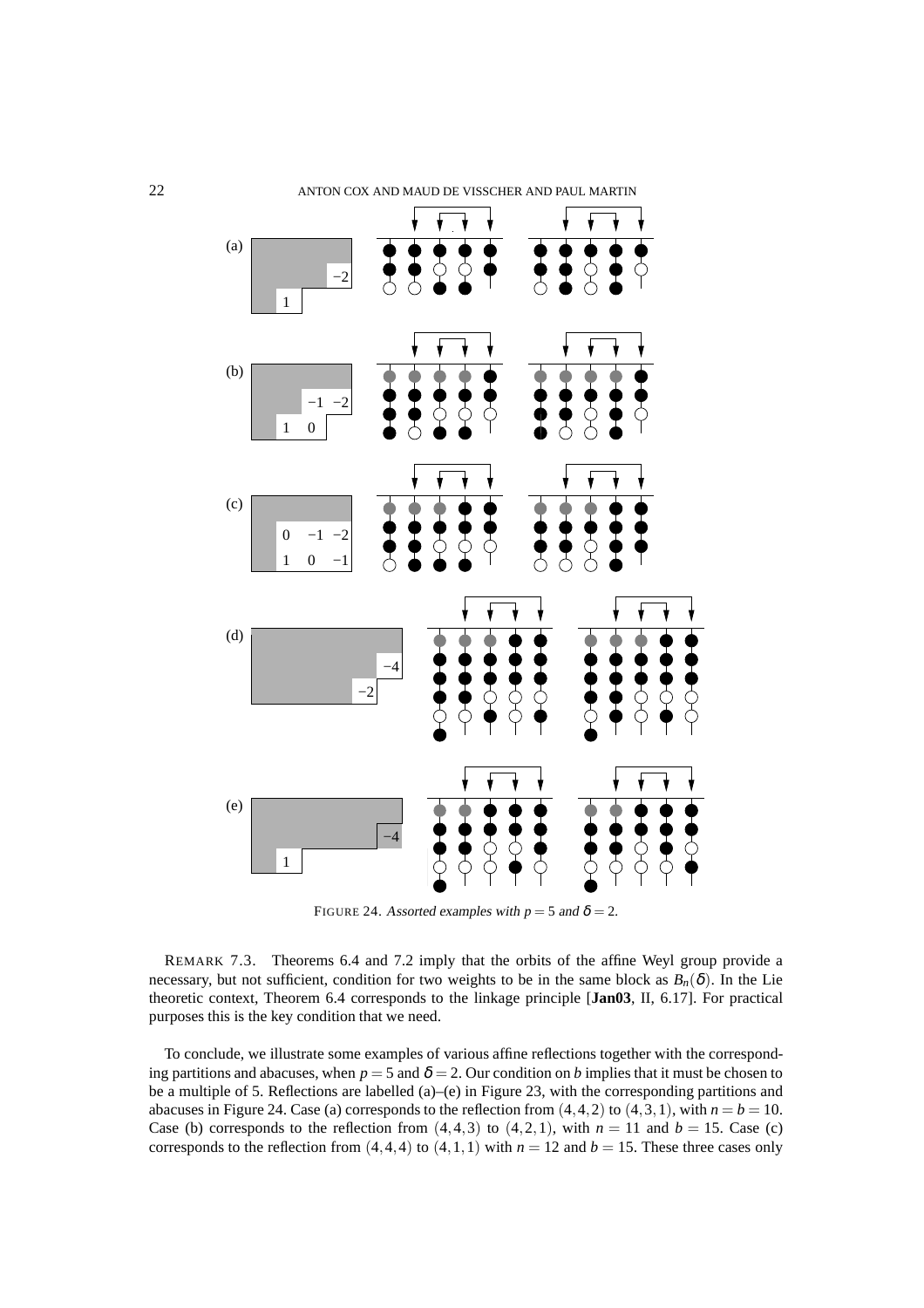FIGURE 24. *Assorted examples with $p = 5$ and $\delta = 2$.*

REMARK 7.3. Theorems 6.4 and 7.2 imply that the orbits of the affine Weyl group provide a necessary, but not sufficient, condition for two weights to be in the same block as $B_n(\delta)$. In the Lie theoretic context, Theorem 6.4 corresponds to the linkage principle [**Jan03**, II, 6.17]. For practical purposes this is the key condition that we need.

To conclude, we illustrate some examples of various affine reflections together with the corresponding partitions and abacuses, when $p = 5$ and $\delta = 2$. Our condition on $b$ implies that it must be chosen to be a multiple of 5. Reflections are labelled (a)–(e) in Figure 23, with the corresponding partitions and abacuses in Figure 24. Case (a) corresponds to the reflection from $(4,4,2)$ to $(4,3,1)$, with $n = b = 10$. Case (b) corresponds to the reflection from $(4,4,3)$ to $(4,2,1)$, with $n = 11$ and $b = 15$. Case (c) corresponds to the reflection from $(4,4,4)$ to $(4,1,1)$ with $n = 12$ and $b = 15$. These three cases only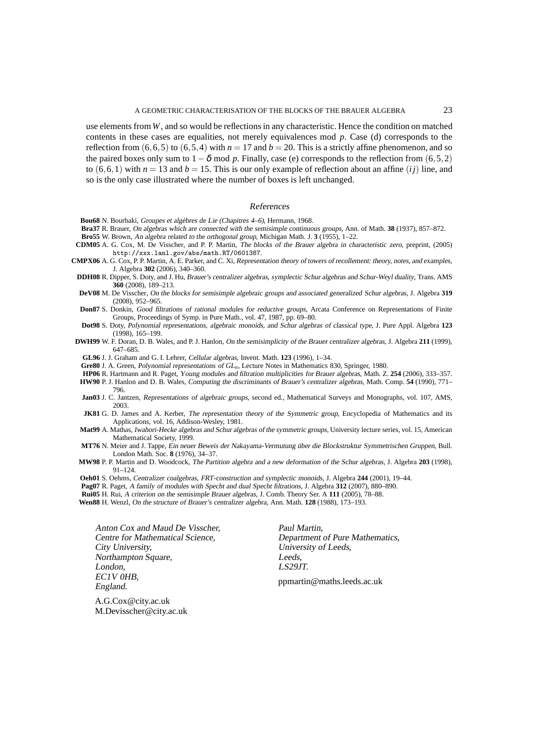use elements from $W$, and so would be reflections in any characteristic. Hence the condition on matched contents in these cases are equalities, not merely equivalences mod $p$. Case (d) corresponds to the reflection from $(6,6,5)$ to $(6,5,4)$ with $n = 17$ and $b = 20$. This is a strictly affine phenomenon, and so the paired boxes only sum to $1 - \delta$ mod $p$. Finally, case (e) corresponds to the reflection from $(6,5,2)$ to $(6,6,1)$ with $n = 13$ and $b = 15$. This is our only example of reflection about an affine $(ij)$ line, and so is the only case illustrated where the number of boxes is left unchanged.

## References

**Bou68** N. Bourbaki, *Groupes et algèbres de Lie (Chapitres 4–6)*, Hermann, 1968.

**Bra37** R. Brauer, *On algebras which are connected with the semisimple continuous groups*, Ann. of Math. **38** (1937), 857–872.

**Bro55** W. Brown, *An algebra related to the orthogonal group*, Michigan Math. J. **3** (1955), 1–22.

**CDM05** A. G. Cox, M. De Visscher, and P. P. Martin, *The blocks of the Brauer algebra in characteristic zero*, preprint, (2005) `http://xxx.lanl.gov/abs/math.RT/0601387`.

**CMPX06** A. G. Cox, P. P. Martin, A. E. Parker, and C. Xi, *Representation theory of towers of recollement: theory, notes, and examples*, J. Algebra **302** (2006), 340–360.

**DDH08** R. Dipper, S. Doty, and J. Hu, *Brauer's centralizer algebras, symplectic Schur algebras and Schur-Weyl duality*, Trans. AMS **360** (2008), 189–213.

**DeV08** M. De Visscher, *On the blocks for semisimple algebraic groups and associated generalized Schur algebras*, J. Algebra **319** (2008), 952–965.

**Don87** S. Donkin, *Good filtrations of rational modules for reductive groups*, Arcata Conference on Representations of Finite Groups, Proceedings of Symp. in Pure Math., vol. 47, 1987, pp. 69–80.

**Dot98** S. Doty, *Polynomial representations, algebraic monoids, and Schur algebras of classical type*, J. Pure Appl. Algebra **123** (1998), 165–199.

**DWH99** W. F. Doran, D. B. Wales, and P. J. Hanlon, *On the semisimplicity of the Brauer centralizer algebras*, J. Algebra **211** (1999), 647–685.

**GL96** J. J. Graham and G. I. Lehrer, *Cellular algebras*, Invent. Math. **123** (1996), 1–34.

**Gre80** J. A. Green, *Polynomial representations of $GL_n$*, Lecture Notes in Mathematics 830, Springer, 1980.

**HP06** R. Hartmann and R. Paget, *Young modules and filtration multiplicities for Brauer algebras*, Math. Z. **254** (2006), 333–357.

**HW90** P. J. Hanlon and D. B. Wales, *Computing the discriminants of Brauer's centralizer algebras*, Math. Comp. **54** (1990), 771–796.

**Jan03** J. C. Jantzen, *Representations of algebraic groups*, second ed., Mathematical Surveys and Monographs, vol. 107, AMS, 2003.

**JK81** G. D. James and A. Kerber, *The representation theory of the Symmetric group*, Encyclopedia of Mathematics and its Applications, vol. 16, Addison-Wesley, 1981.

**Mat99** A. Mathas, *Iwahori-Hecke algebras and Schur algebras of the symmetric groups*, University lecture series, vol. 15, American Mathematical Society, 1999.

**MT76** N. Meier and J. Tappe, *Ein neuer Beweis der Nakayama-Vermutung über die Blockstruktur Symmetrischen Gruppen*, Bull. London Math. Soc. **8** (1976), 34–37.

**MW98** P. P. Martin and D. Woodcock, *The Partition algebra and a new deformation of the Schur algebras*, J. Algebra **203** (1998), 91–124.

**Oeh01** S. Oehms, *Centralizer coalgebras, FRT-construction and symplectic monoids*, J. Algebra **244** (2001), 19–44.

**Pag07** R. Paget, *A family of modules with Specht and dual Specht filtrations*, J. Algebra **312** (2007), 880–890.

**Rui05** H. Rui, *A criterion on the semisimple Brauer algebras*, J. Comb. Theory Ser. A **111** (2005), 78–88.

**Wen88** H. Wenzl, *On the structure of Brauer's centralizer algebra*, Ann. Math. **128** (1988), 173–193.

*Anton Cox and Maud De Visscher,*
*Centre for Mathematical Science,*
*City University,*
*Northampton Square,*
*London,*
*EC1V 0HB,*
*England.*

A.G.Cox@city.ac.uk
M.Devisscher@city.ac.uk

*Paul Martin,*
*Department of Pure Mathematics,*
*University of Leeds,*
*Leeds,*
*LS29JT.*

ppmartin@maths.leeds.ac.uk